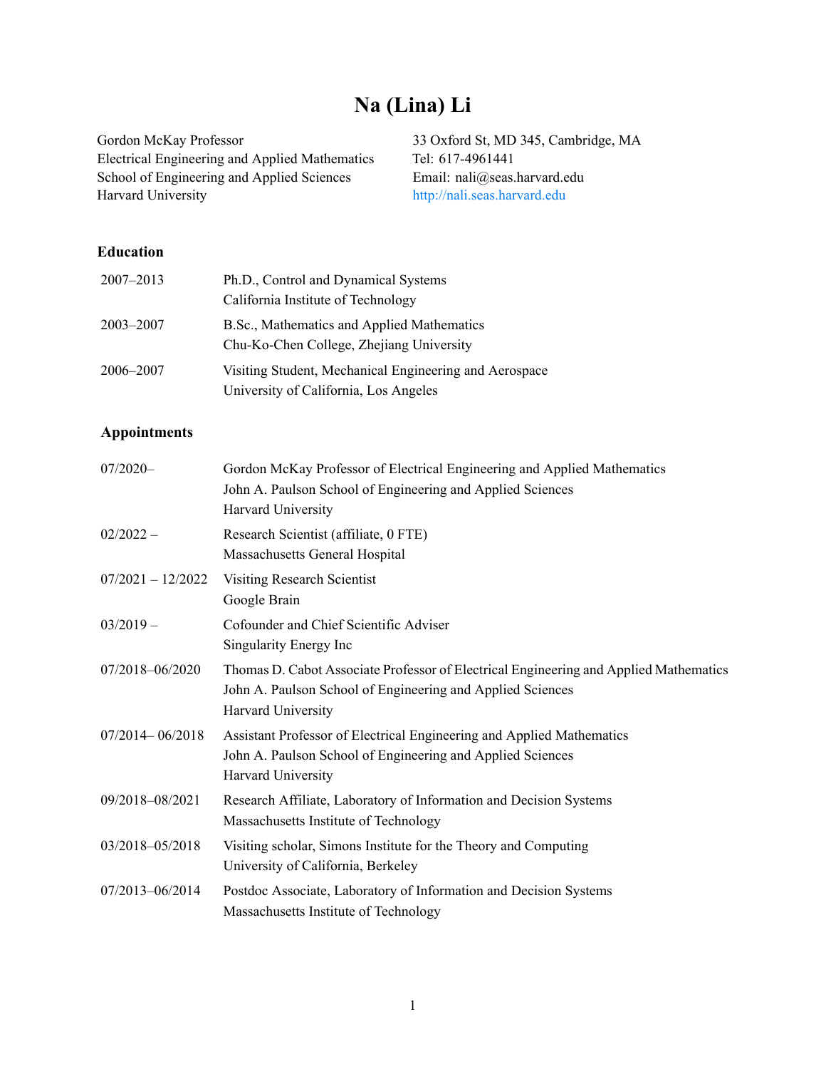# Na (Lina) Li

Gordon McKay Professor
Electrical Engineering and Applied Mathematics
School of Engineering and Applied Sciences
Harvard University

33 Oxford St, MD 345, Cambridge, MA
Tel: 617-4961441
Email: nali@seas.harvard.edu
http://nali.seas.harvard.edu

## Education

| | |
|---|---|
| 2007–2013 | Ph.D., Control and Dynamical Systems<br>California Institute of Technology |
| 2003–2007 | B.Sc., Mathematics and Applied Mathematics<br>Chu-Ko-Chen College, Zhejiang University |
| 2006–2007 | Visiting Student, Mechanical Engineering and Aerospace<br>University of California, Los Angeles |

## Appointments

| | |
|---|---|
| 07/2020– | Gordon McKay Professor of Electrical Engineering and Applied Mathematics<br>John A. Paulson School of Engineering and Applied Sciences<br>Harvard University |
| 02/2022 – | Research Scientist (affiliate, 0 FTE)<br>Massachusetts General Hospital |
| 07/2021 – 12/2022 | Visiting Research Scientist<br>Google Brain |
| 03/2019 – | Cofounder and Chief Scientific Adviser<br>Singularity Energy Inc |
| 07/2018–06/2020 | Thomas D. Cabot Associate Professor of Electrical Engineering and Applied Mathematics<br>John A. Paulson School of Engineering and Applied Sciences<br>Harvard University |
| 07/2014– 06/2018 | Assistant Professor of Electrical Engineering and Applied Mathematics<br>John A. Paulson School of Engineering and Applied Sciences<br>Harvard University |
| 09/2018–08/2021 | Research Affiliate, Laboratory of Information and Decision Systems<br>Massachusetts Institute of Technology |
| 03/2018–05/2018 | Visiting scholar, Simons Institute for the Theory and Computing<br>University of California, Berkeley |
| 07/2013–06/2014 | Postdoc Associate, Laboratory of Information and Decision Systems<br>Massachusetts Institute of Technology |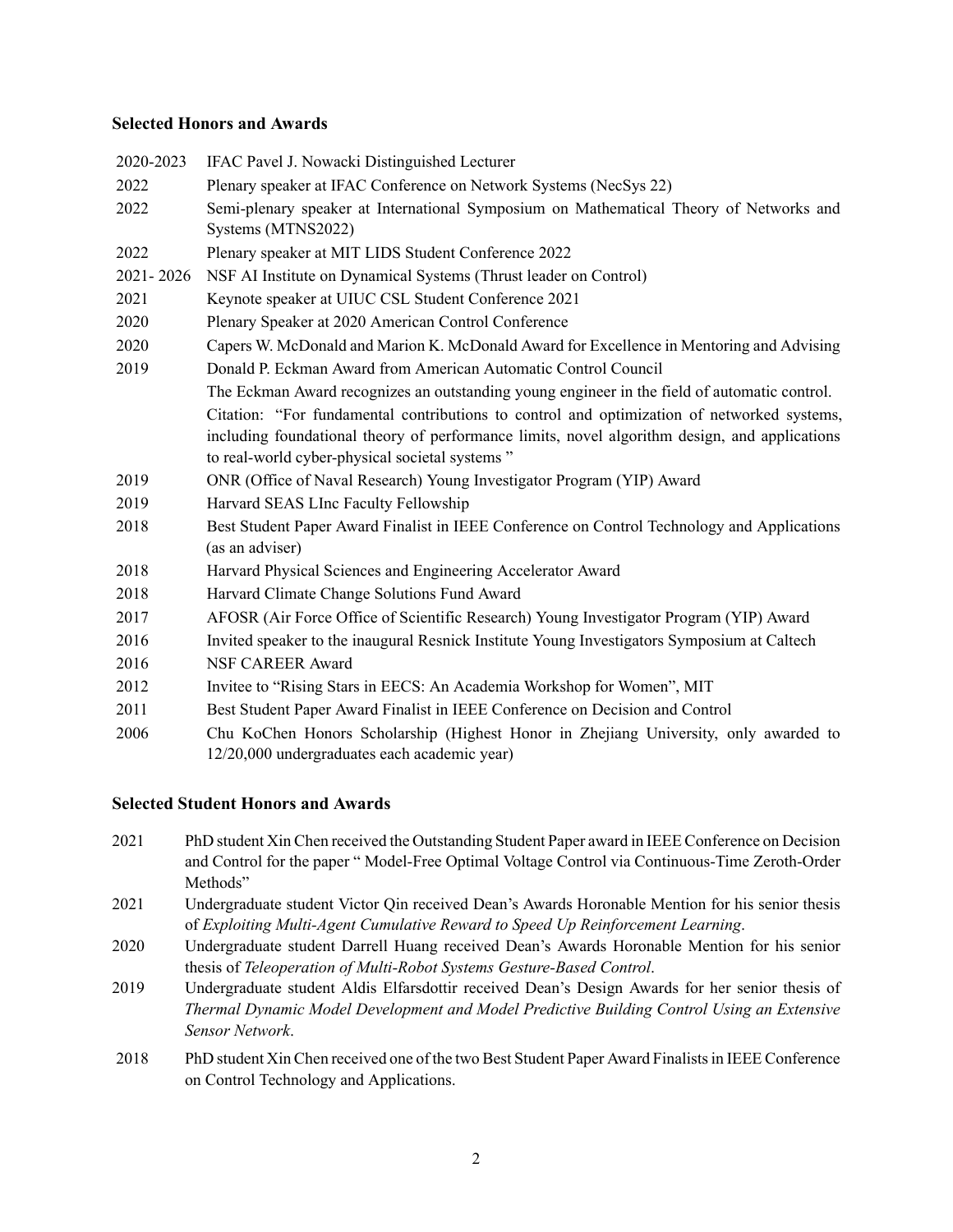### Selected Honors and Awards

| | |
|---|---|
| 2020-2023 | IFAC Pavel J. Nowacki Distinguished Lecturer |
| 2022 | Plenary speaker at IFAC Conference on Network Systems (NecSys 22) |
| 2022 | Semi-plenary speaker at International Symposium on Mathematical Theory of Networks and Systems (MTNS2022) |
| 2022 | Plenary speaker at MIT LIDS Student Conference 2022 |
| 2021- 2026 | NSF AI Institute on Dynamical Systems (Thrust leader on Control) |
| 2021 | Keynote speaker at UIUC CSL Student Conference 2021 |
| 2020 | Plenary Speaker at 2020 American Control Conference |
| 2020 | Capers W. McDonald and Marion K. McDonald Award for Excellence in Mentoring and Advising |
| 2019 | Donald P. Eckman Award from American Automatic Control Council<br>The Eckman Award recognizes an outstanding young engineer in the field of automatic control.<br>Citation: "For fundamental contributions to control and optimization of networked systems, including foundational theory of performance limits, novel algorithm design, and applications to real-world cyber-physical societal systems " |
| 2019 | ONR (Office of Naval Research) Young Investigator Program (YIP) Award |
| 2019 | Harvard SEAS LInc Faculty Fellowship |
| 2018 | Best Student Paper Award Finalist in IEEE Conference on Control Technology and Applications (as an adviser) |
| 2018 | Harvard Physical Sciences and Engineering Accelerator Award |
| 2018 | Harvard Climate Change Solutions Fund Award |
| 2017 | AFOSR (Air Force Office of Scientific Research) Young Investigator Program (YIP) Award |
| 2016 | Invited speaker to the inaugural Resnick Institute Young Investigators Symposium at Caltech |
| 2016 | NSF CAREER Award |
| 2012 | Invitee to "Rising Stars in EECS: An Academia Workshop for Women", MIT |
| 2011 | Best Student Paper Award Finalist in IEEE Conference on Decision and Control |
| 2006 | Chu KoChen Honors Scholarship (Highest Honor in Zhejiang University, only awarded to 12/20,000 undergraduates each academic year) |

### Selected Student Honors and Awards

| | |
|---|---|
| 2021 | PhD student Xin Chen received the Outstanding Student Paper award in IEEE Conference on Decision and Control for the paper " Model-Free Optimal Voltage Control via Continuous-Time Zeroth-Order Methods" |
| 2021 | Undergraduate student Victor Qin received Dean's Awards Horonable Mention for his senior thesis of *Exploiting Multi-Agent Cumulative Reward to Speed Up Reinforcement Learning*. |
| 2020 | Undergraduate student Darrell Huang received Dean's Awards Horonable Mention for his senior thesis of *Teleoperation of Multi-Robot Systems Gesture-Based Control*. |
| 2019 | Undergraduate student Aldis Elfarsdottir received Dean's Design Awards for her senior thesis of *Thermal Dynamic Model Development and Model Predictive Building Control Using an Extensive Sensor Network*. |
| 2018 | PhD student Xin Chen received one of the two Best Student Paper Award Finalists in IEEE Conference on Control Technology and Applications. |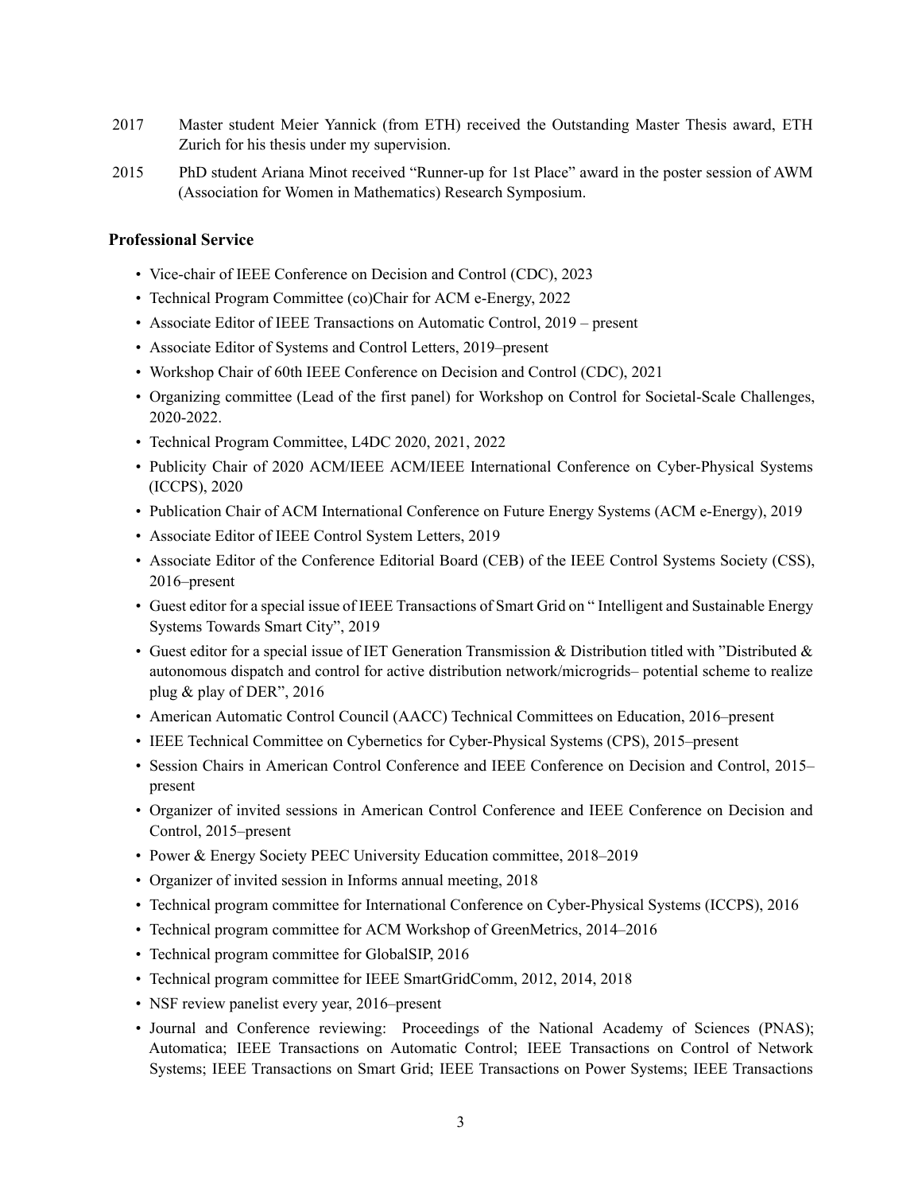2017 Master student Meier Yannick (from ETH) received the Outstanding Master Thesis award, ETH Zurich for his thesis under my supervision.

2015 PhD student Ariana Minot received "Runner-up for 1st Place" award in the poster session of AWM (Association for Women in Mathematics) Research Symposium.

### Professional Service

- Vice-chair of IEEE Conference on Decision and Control (CDC), 2023
- Technical Program Committee (co)Chair for ACM e-Energy, 2022
- Associate Editor of IEEE Transactions on Automatic Control, 2019 – present
- Associate Editor of Systems and Control Letters, 2019–present
- Workshop Chair of 60th IEEE Conference on Decision and Control (CDC), 2021
- Organizing committee (Lead of the first panel) for Workshop on Control for Societal-Scale Challenges, 2020-2022.
- Technical Program Committee, L4DC 2020, 2021, 2022
- Publicity Chair of 2020 ACM/IEEE ACM/IEEE International Conference on Cyber-Physical Systems (ICCPS), 2020
- Publication Chair of ACM International Conference on Future Energy Systems (ACM e-Energy), 2019
- Associate Editor of IEEE Control System Letters, 2019
- Associate Editor of the Conference Editorial Board (CEB) of the IEEE Control Systems Society (CSS), 2016–present
- Guest editor for a special issue of IEEE Transactions of Smart Grid on " Intelligent and Sustainable Energy Systems Towards Smart City", 2019
- Guest editor for a special issue of IET Generation Transmission & Distribution titled with "Distributed & autonomous dispatch and control for active distribution network/microgrids– potential scheme to realize plug & play of DER", 2016
- American Automatic Control Council (AACC) Technical Committees on Education, 2016–present
- IEEE Technical Committee on Cybernetics for Cyber-Physical Systems (CPS), 2015–present
- Session Chairs in American Control Conference and IEEE Conference on Decision and Control, 2015–present
- Organizer of invited sessions in American Control Conference and IEEE Conference on Decision and Control, 2015–present
- Power & Energy Society PEEC University Education committee, 2018–2019
- Organizer of invited session in Informs annual meeting, 2018
- Technical program committee for International Conference on Cyber-Physical Systems (ICCPS), 2016
- Technical program committee for ACM Workshop of GreenMetrics, 2014–2016
- Technical program committee for GlobalSIP, 2016
- Technical program committee for IEEE SmartGridComm, 2012, 2014, 2018
- NSF review panelist every year, 2016–present
- Journal and Conference reviewing: Proceedings of the National Academy of Sciences (PNAS); Automatica; IEEE Transactions on Automatic Control; IEEE Transactions on Control of Network Systems; IEEE Transactions on Smart Grid; IEEE Transactions on Power Systems; IEEE Transactions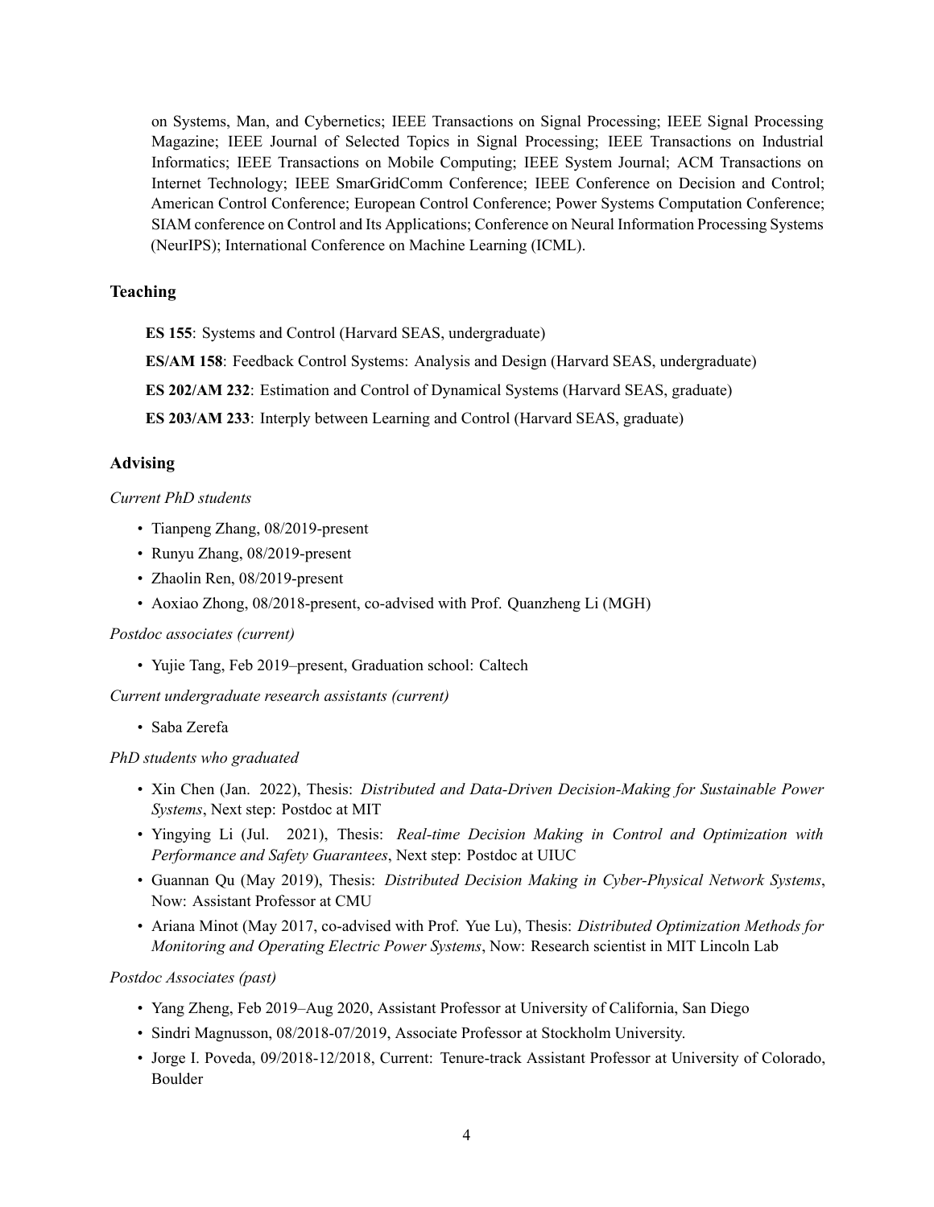on Systems, Man, and Cybernetics; IEEE Transactions on Signal Processing; IEEE Signal Processing Magazine; IEEE Journal of Selected Topics in Signal Processing; IEEE Transactions on Industrial Informatics; IEEE Transactions on Mobile Computing; IEEE System Journal; ACM Transactions on Internet Technology; IEEE SmarGridComm Conference; IEEE Conference on Decision and Control; American Control Conference; European Control Conference; Power Systems Computation Conference; SIAM conference on Control and Its Applications; Conference on Neural Information Processing Systems (NeurIPS); International Conference on Machine Learning (ICML).

## Teaching

**ES 155**: Systems and Control (Harvard SEAS, undergraduate)

**ES/AM 158**: Feedback Control Systems: Analysis and Design (Harvard SEAS, undergraduate)

**ES 202/AM 232**: Estimation and Control of Dynamical Systems (Harvard SEAS, graduate)

**ES 203/AM 233**: Interply between Learning and Control (Harvard SEAS, graduate)

## Advising

*Current PhD students*

- Tianpeng Zhang, 08/2019-present
- Runyu Zhang, 08/2019-present
- Zhaolin Ren, 08/2019-present
- Aoxiao Zhong, 08/2018-present, co-advised with Prof. Quanzheng Li (MGH)

*Postdoc associates (current)*

- Yujie Tang, Feb 2019–present, Graduation school: Caltech

*Current undergraduate research assistants (current)*

- Saba Zerefa

*PhD students who graduated*

- Xin Chen (Jan. 2022), Thesis: *Distributed and Data-Driven Decision-Making for Sustainable Power Systems*, Next step: Postdoc at MIT
- Yingying Li (Jul. 2021), Thesis: *Real-time Decision Making in Control and Optimization with Performance and Safety Guarantees*, Next step: Postdoc at UIUC
- Guannan Qu (May 2019), Thesis: *Distributed Decision Making in Cyber-Physical Network Systems*, Now: Assistant Professor at CMU
- Ariana Minot (May 2017, co-advised with Prof. Yue Lu), Thesis: *Distributed Optimization Methods for Monitoring and Operating Electric Power Systems*, Now: Research scientist in MIT Lincoln Lab

*Postdoc Associates (past)*

- Yang Zheng, Feb 2019–Aug 2020, Assistant Professor at University of California, San Diego
- Sindri Magnusson, 08/2018-07/2019, Associate Professor at Stockholm University.
- Jorge I. Poveda, 09/2018-12/2018, Current: Tenure-track Assistant Professor at University of Colorado, Boulder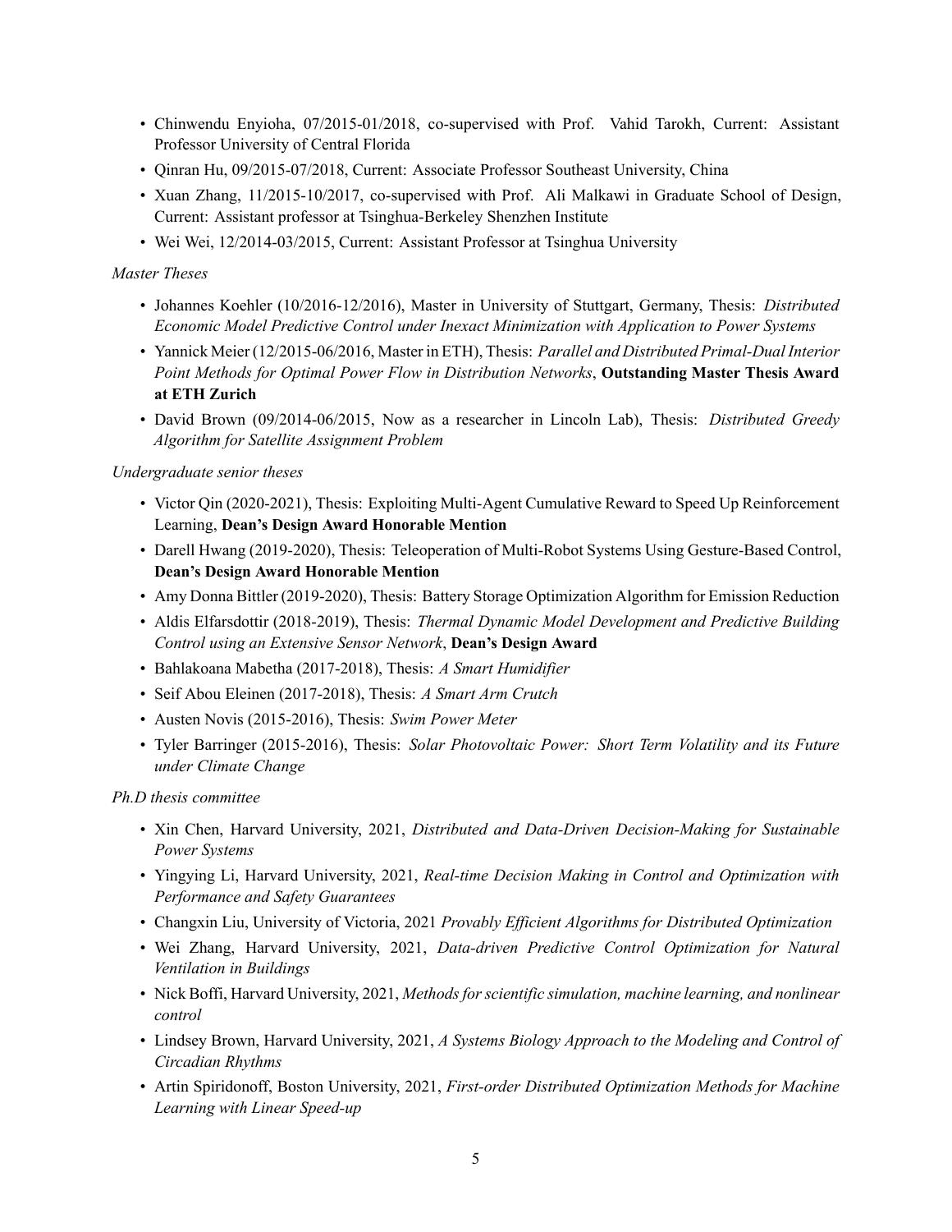- Chinwendu Enyioha, 07/2015-01/2018, co-supervised with Prof. Vahid Tarokh, Current: Assistant Professor University of Central Florida
- Qinran Hu, 09/2015-07/2018, Current: Associate Professor Southeast University, China
- Xuan Zhang, 11/2015-10/2017, co-supervised with Prof. Ali Malkawi in Graduate School of Design, Current: Assistant professor at Tsinghua-Berkeley Shenzhen Institute
- Wei Wei, 12/2014-03/2015, Current: Assistant Professor at Tsinghua University

*Master Theses*

- Johannes Koehler (10/2016-12/2016), Master in University of Stuttgart, Germany, Thesis: *Distributed Economic Model Predictive Control under Inexact Minimization with Application to Power Systems*
- Yannick Meier (12/2015-06/2016, Master in ETH), Thesis: *Parallel and Distributed Primal-Dual Interior Point Methods for Optimal Power Flow in Distribution Networks*, **Outstanding Master Thesis Award at ETH Zurich**
- David Brown (09/2014-06/2015, Now as a researcher in Lincoln Lab), Thesis: *Distributed Greedy Algorithm for Satellite Assignment Problem*

*Undergraduate senior theses*

- Victor Qin (2020-2021), Thesis: Exploiting Multi-Agent Cumulative Reward to Speed Up Reinforcement Learning, **Dean's Design Award Honorable Mention**
- Darell Hwang (2019-2020), Thesis: Teleoperation of Multi-Robot Systems Using Gesture-Based Control, **Dean's Design Award Honorable Mention**
- Amy Donna Bittler (2019-2020), Thesis: Battery Storage Optimization Algorithm for Emission Reduction
- Aldis Elfarsdottir (2018-2019), Thesis: *Thermal Dynamic Model Development and Predictive Building Control using an Extensive Sensor Network*, **Dean's Design Award**
- Bahlakoana Mabetha (2017-2018), Thesis: *A Smart Humidifier*
- Seif Abou Eleinen (2017-2018), Thesis: *A Smart Arm Crutch*
- Austen Novis (2015-2016), Thesis: *Swim Power Meter*
- Tyler Barringer (2015-2016), Thesis: *Solar Photovoltaic Power: Short Term Volatility and its Future under Climate Change*

*Ph.D thesis committee*

- Xin Chen, Harvard University, 2021, *Distributed and Data-Driven Decision-Making for Sustainable Power Systems*
- Yingying Li, Harvard University, 2021, *Real-time Decision Making in Control and Optimization with Performance and Safety Guarantees*
- Changxin Liu, University of Victoria, 2021 *Provably Efficient Algorithms for Distributed Optimization*
- Wei Zhang, Harvard University, 2021, *Data-driven Predictive Control Optimization for Natural Ventilation in Buildings*
- Nick Boffi, Harvard University, 2021, *Methods for scientific simulation, machine learning, and nonlinear control*
- Lindsey Brown, Harvard University, 2021, *A Systems Biology Approach to the Modeling and Control of Circadian Rhythms*
- Artin Spiridonoff, Boston University, 2021, *First-order Distributed Optimization Methods for Machine Learning with Linear Speed-up*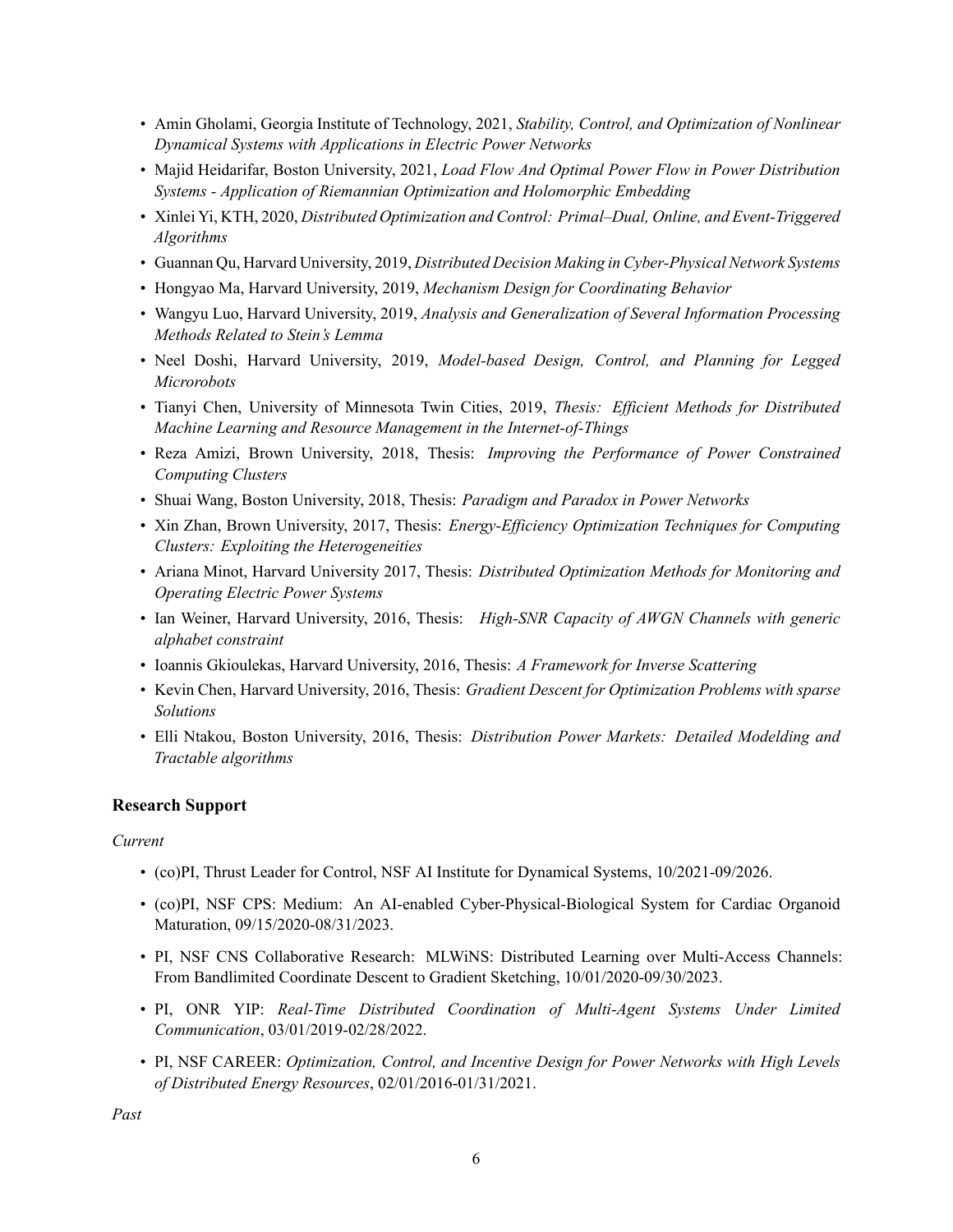- Amin Gholami, Georgia Institute of Technology, 2021, *Stability, Control, and Optimization of Nonlinear Dynamical Systems with Applications in Electric Power Networks*
- Majid Heidarifar, Boston University, 2021, *Load Flow And Optimal Power Flow in Power Distribution Systems - Application of Riemannian Optimization and Holomorphic Embedding*
- Xinlei Yi, KTH, 2020, *Distributed Optimization and Control: Primal–Dual, Online, and Event-Triggered Algorithms*
- Guannan Qu, Harvard University, 2019, *Distributed Decision Making in Cyber-Physical Network Systems*
- Hongyao Ma, Harvard University, 2019, *Mechanism Design for Coordinating Behavior*
- Wangyu Luo, Harvard University, 2019, *Analysis and Generalization of Several Information Processing Methods Related to Stein's Lemma*
- Neel Doshi, Harvard University, 2019, *Model-based Design, Control, and Planning for Legged Microrobots*
- Tianyi Chen, University of Minnesota Twin Cities, 2019, *Thesis: Efficient Methods for Distributed Machine Learning and Resource Management in the Internet-of-Things*
- Reza Amizi, Brown University, 2018, Thesis: *Improving the Performance of Power Constrained Computing Clusters*
- Shuai Wang, Boston University, 2018, Thesis: *Paradigm and Paradox in Power Networks*
- Xin Zhan, Brown University, 2017, Thesis: *Energy-Efficiency Optimization Techniques for Computing Clusters: Exploiting the Heterogeneities*
- Ariana Minot, Harvard University 2017, Thesis: *Distributed Optimization Methods for Monitoring and Operating Electric Power Systems*
- Ian Weiner, Harvard University, 2016, Thesis: *High-SNR Capacity of AWGN Channels with generic alphabet constraint*
- Ioannis Gkioulekas, Harvard University, 2016, Thesis: *A Framework for Inverse Scattering*
- Kevin Chen, Harvard University, 2016, Thesis: *Gradient Descent for Optimization Problems with sparse Solutions*
- Elli Ntakou, Boston University, 2016, Thesis: *Distribution Power Markets: Detailed Modelding and Tractable algorithms*

## Research Support

*Current*

- (co)PI, Thrust Leader for Control, NSF AI Institute for Dynamical Systems, 10/2021-09/2026.
- (co)PI, NSF CPS: Medium: An AI-enabled Cyber-Physical-Biological System for Cardiac Organoid Maturation, 09/15/2020-08/31/2023.
- PI, NSF CNS Collaborative Research: MLWiNS: Distributed Learning over Multi-Access Channels: From Bandlimited Coordinate Descent to Gradient Sketching, 10/01/2020-09/30/2023.
- PI, ONR YIP: *Real-Time Distributed Coordination of Multi-Agent Systems Under Limited Communication*, 03/01/2019-02/28/2022.
- PI, NSF CAREER: *Optimization, Control, and Incentive Design for Power Networks with High Levels of Distributed Energy Resources*, 02/01/2016-01/31/2021.

*Past*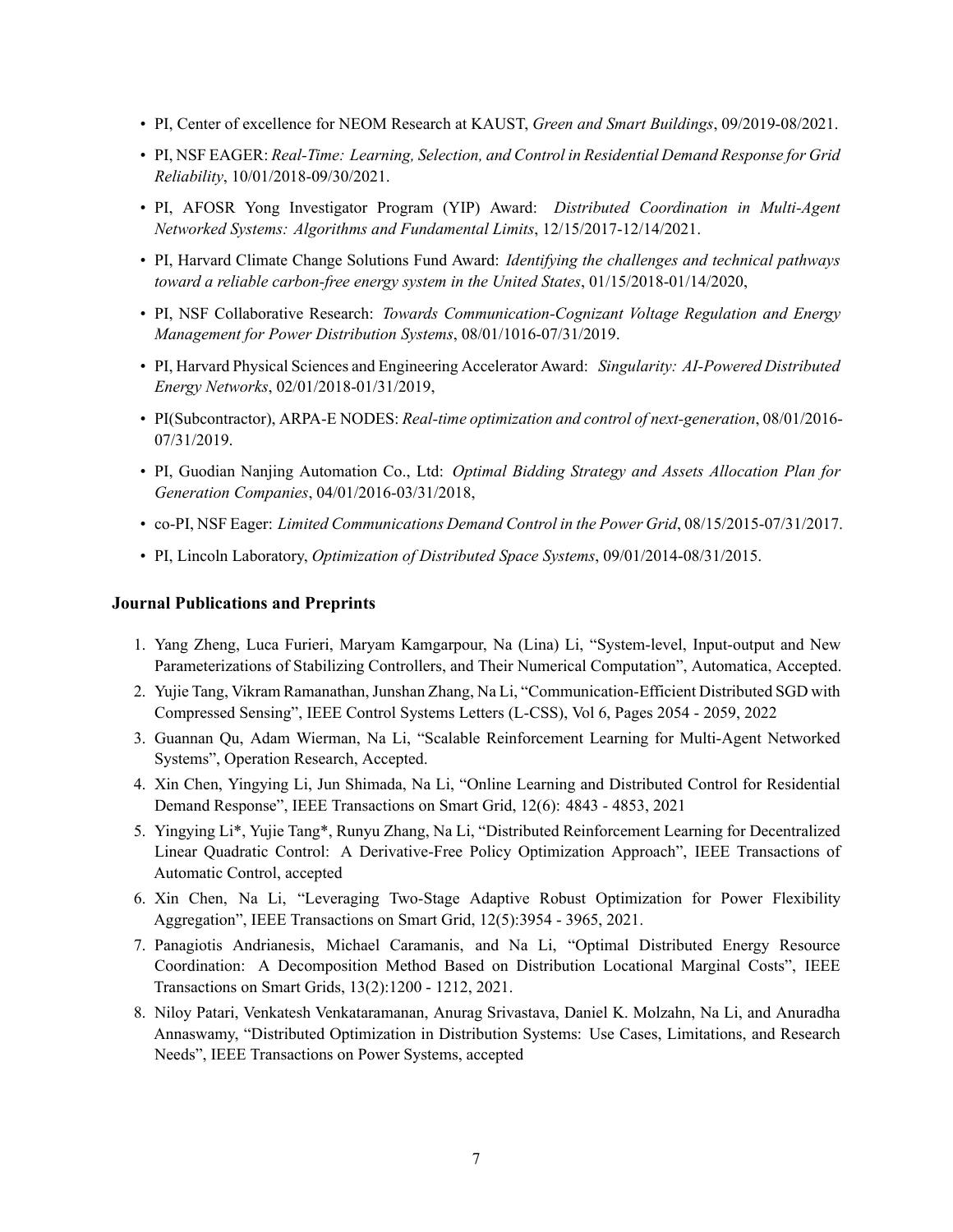- PI, Center of excellence for NEOM Research at KAUST, *Green and Smart Buildings*, 09/2019-08/2021.
- PI, NSF EAGER: *Real-Time: Learning, Selection, and Control in Residential Demand Response for Grid Reliability*, 10/01/2018-09/30/2021.
- PI, AFOSR Yong Investigator Program (YIP) Award: *Distributed Coordination in Multi-Agent Networked Systems: Algorithms and Fundamental Limits*, 12/15/2017-12/14/2021.
- PI, Harvard Climate Change Solutions Fund Award: *Identifying the challenges and technical pathways toward a reliable carbon-free energy system in the United States*, 01/15/2018-01/14/2020,
- PI, NSF Collaborative Research: *Towards Communication-Cognizant Voltage Regulation and Energy Management for Power Distribution Systems*, 08/01/1016-07/31/2019.
- PI, Harvard Physical Sciences and Engineering Accelerator Award: *Singularity: AI-Powered Distributed Energy Networks*, 02/01/2018-01/31/2019,
- PI(Subcontractor), ARPA-E NODES: *Real-time optimization and control of next-generation*, 08/01/2016-07/31/2019.
- PI, Guodian Nanjing Automation Co., Ltd: *Optimal Bidding Strategy and Assets Allocation Plan for Generation Companies*, 04/01/2016-03/31/2018,
- co-PI, NSF Eager: *Limited Communications Demand Control in the Power Grid*, 08/15/2015-07/31/2017.
- PI, Lincoln Laboratory, *Optimization of Distributed Space Systems*, 09/01/2014-08/31/2015.

### Journal Publications and Preprints

1. Yang Zheng, Luca Furieri, Maryam Kamgarpour, Na (Lina) Li, "System-level, Input-output and New Parameterizations of Stabilizing Controllers, and Their Numerical Computation", Automatica, Accepted.
2. Yujie Tang, Vikram Ramanathan, Junshan Zhang, Na Li, "Communication-Efficient Distributed SGD with Compressed Sensing", IEEE Control Systems Letters (L-CSS), Vol 6, Pages 2054 - 2059, 2022
3. Guannan Qu, Adam Wierman, Na Li, "Scalable Reinforcement Learning for Multi-Agent Networked Systems", Operation Research, Accepted.
4. Xin Chen, Yingying Li, Jun Shimada, Na Li, "Online Learning and Distributed Control for Residential Demand Response", IEEE Transactions on Smart Grid, 12(6): 4843 - 4853, 2021
5. Yingying Li*, Yujie Tang*, Runyu Zhang, Na Li, "Distributed Reinforcement Learning for Decentralized Linear Quadratic Control: A Derivative-Free Policy Optimization Approach", IEEE Transactions of Automatic Control, accepted
6. Xin Chen, Na Li, "Leveraging Two-Stage Adaptive Robust Optimization for Power Flexibility Aggregation", IEEE Transactions on Smart Grid, 12(5):3954 - 3965, 2021.
7. Panagiotis Andrianesis, Michael Caramanis, and Na Li, "Optimal Distributed Energy Resource Coordination: A Decomposition Method Based on Distribution Locational Marginal Costs", IEEE Transactions on Smart Grids, 13(2):1200 - 1212, 2021.
8. Niloy Patari, Venkatesh Venkataramanan, Anurag Srivastava, Daniel K. Molzahn, Na Li, and Anuradha Annaswamy, "Distributed Optimization in Distribution Systems: Use Cases, Limitations, and Research Needs", IEEE Transactions on Power Systems, accepted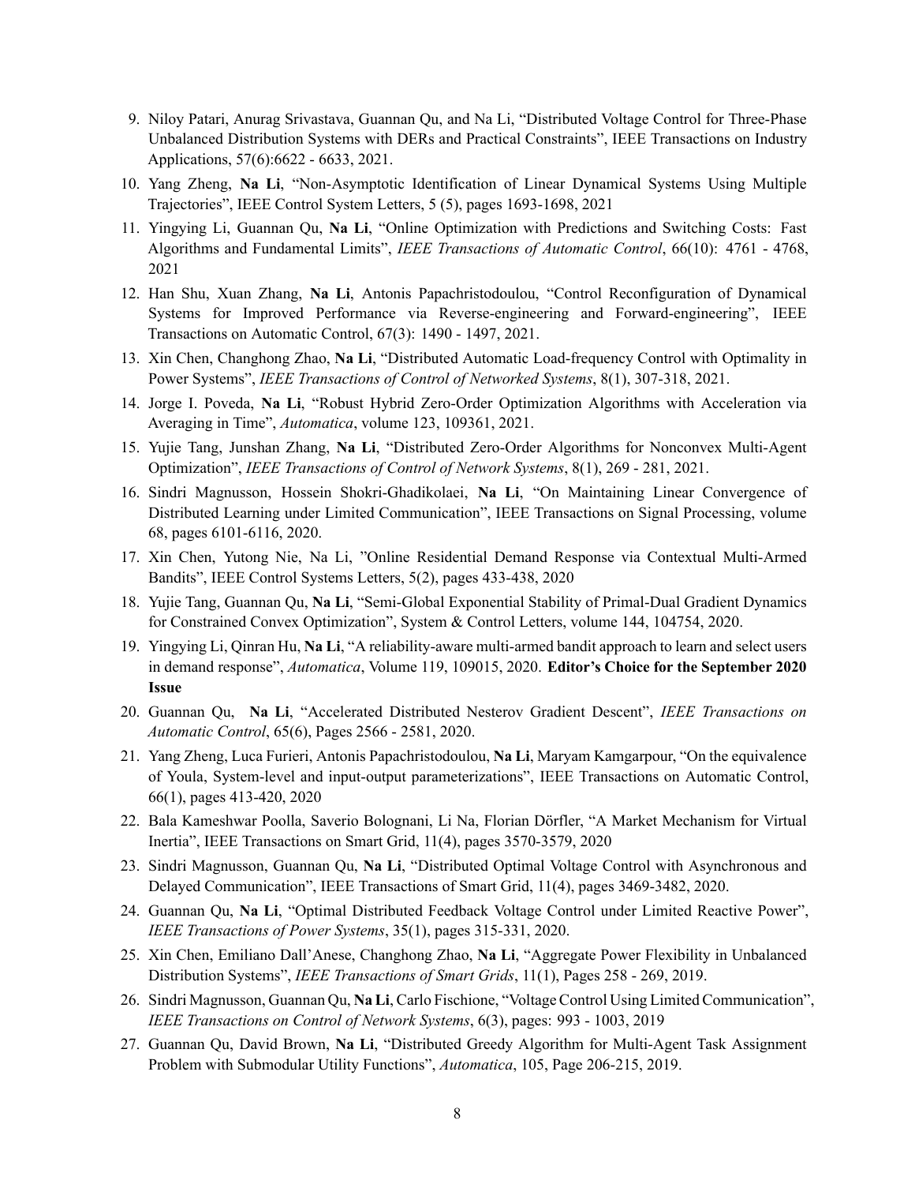9. Niloy Patari, Anurag Srivastava, Guannan Qu, and Na Li, "Distributed Voltage Control for Three-Phase Unbalanced Distribution Systems with DERs and Practical Constraints", IEEE Transactions on Industry Applications, 57(6):6622 - 6633, 2021.
10. Yang Zheng, **Na Li**, "Non-Asymptotic Identification of Linear Dynamical Systems Using Multiple Trajectories", IEEE Control System Letters, 5 (5), pages 1693-1698, 2021
11. Yingying Li, Guannan Qu, **Na Li**, "Online Optimization with Predictions and Switching Costs: Fast Algorithms and Fundamental Limits", *IEEE Transactions of Automatic Control*, 66(10): 4761 - 4768, 2021
12. Han Shu, Xuan Zhang, **Na Li**, Antonis Papachristodoulou, "Control Reconfiguration of Dynamical Systems for Improved Performance via Reverse-engineering and Forward-engineering", IEEE Transactions on Automatic Control, 67(3): 1490 - 1497, 2021.
13. Xin Chen, Changhong Zhao, **Na Li**, "Distributed Automatic Load-frequency Control with Optimality in Power Systems", *IEEE Transactions of Control of Networked Systems*, 8(1), 307-318, 2021.
14. Jorge I. Poveda, **Na Li**, "Robust Hybrid Zero-Order Optimization Algorithms with Acceleration via Averaging in Time", *Automatica*, volume 123, 109361, 2021.
15. Yujie Tang, Junshan Zhang, **Na Li**, "Distributed Zero-Order Algorithms for Nonconvex Multi-Agent Optimization", *IEEE Transactions of Control of Network Systems*, 8(1), 269 - 281, 2021.
16. Sindri Magnusson, Hossein Shokri-Ghadikolaei, **Na Li**, "On Maintaining Linear Convergence of Distributed Learning under Limited Communication", IEEE Transactions on Signal Processing, volume 68, pages 6101-6116, 2020.
17. Xin Chen, Yutong Nie, Na Li, "Online Residential Demand Response via Contextual Multi-Armed Bandits", IEEE Control Systems Letters, 5(2), pages 433-438, 2020
18. Yujie Tang, Guannan Qu, **Na Li**, "Semi-Global Exponential Stability of Primal-Dual Gradient Dynamics for Constrained Convex Optimization", System & Control Letters, volume 144, 104754, 2020.
19. Yingying Li, Qinran Hu, **Na Li**, "A reliability-aware multi-armed bandit approach to learn and select users in demand response", *Automatica*, Volume 119, 109015, 2020. **Editor's Choice for the September 2020 Issue**
20. Guannan Qu, **Na Li**, "Accelerated Distributed Nesterov Gradient Descent", *IEEE Transactions on Automatic Control*, 65(6), Pages 2566 - 2581, 2020.
21. Yang Zheng, Luca Furieri, Antonis Papachristodoulou, **Na Li**, Maryam Kamgarpour, "On the equivalence of Youla, System-level and input-output parameterizations", IEEE Transactions on Automatic Control, 66(1), pages 413-420, 2020
22. Bala Kameshwar Poolla, Saverio Bolognani, Li Na, Florian Dörfler, "A Market Mechanism for Virtual Inertia", IEEE Transactions on Smart Grid, 11(4), pages 3570-3579, 2020
23. Sindri Magnusson, Guannan Qu, **Na Li**, "Distributed Optimal Voltage Control with Asynchronous and Delayed Communication", IEEE Transactions of Smart Grid, 11(4), pages 3469-3482, 2020.
24. Guannan Qu, **Na Li**, "Optimal Distributed Feedback Voltage Control under Limited Reactive Power", *IEEE Transactions of Power Systems*, 35(1), pages 315-331, 2020.
25. Xin Chen, Emiliano Dall'Anese, Changhong Zhao, **Na Li**, "Aggregate Power Flexibility in Unbalanced Distribution Systems", *IEEE Transactions of Smart Grids*, 11(1), Pages 258 - 269, 2019.
26. Sindri Magnusson, Guannan Qu, **Na Li**, Carlo Fischione, "Voltage Control Using Limited Communication", *IEEE Transactions on Control of Network Systems*, 6(3), pages: 993 - 1003, 2019
27. Guannan Qu, David Brown, **Na Li**, "Distributed Greedy Algorithm for Multi-Agent Task Assignment Problem with Submodular Utility Functions", *Automatica*, 105, Page 206-215, 2019.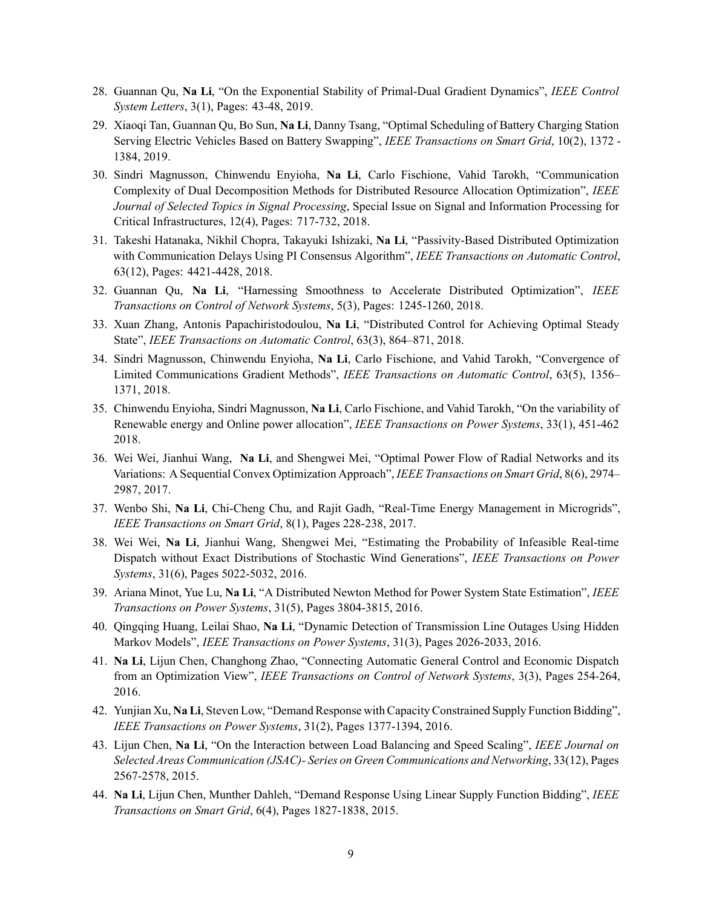28. Guannan Qu, **Na Li**, “On the Exponential Stability of Primal-Dual Gradient Dynamics”, *IEEE Control System Letters*, 3(1), Pages: 43-48, 2019.
29. Xiaoqi Tan, Guannan Qu, Bo Sun, **Na Li**, Danny Tsang, “Optimal Scheduling of Battery Charging Station Serving Electric Vehicles Based on Battery Swapping”, *IEEE Transactions on Smart Grid*, 10(2), 1372 - 1384, 2019.
30. Sindri Magnusson, Chinwendu Enyioha, **Na Li**, Carlo Fischione, Vahid Tarokh, “Communication Complexity of Dual Decomposition Methods for Distributed Resource Allocation Optimization”, *IEEE Journal of Selected Topics in Signal Processing*, Special Issue on Signal and Information Processing for Critical Infrastructures, 12(4), Pages: 717-732, 2018.
31. Takeshi Hatanaka, Nikhil Chopra, Takayuki Ishizaki, **Na Li**, “Passivity-Based Distributed Optimization with Communication Delays Using PI Consensus Algorithm”, *IEEE Transactions on Automatic Control*, 63(12), Pages: 4421-4428, 2018.
32. Guannan Qu, **Na Li**, “Harnessing Smoothness to Accelerate Distributed Optimization”, *IEEE Transactions on Control of Network Systems*, 5(3), Pages: 1245-1260, 2018.
33. Xuan Zhang, Antonis Papachiristodoulou, **Na Li**, “Distributed Control for Achieving Optimal Steady State”, *IEEE Transactions on Automatic Control*, 63(3), 864–871, 2018.
34. Sindri Magnusson, Chinwendu Enyioha, **Na Li**, Carlo Fischione, and Vahid Tarokh, “Convergence of Limited Communications Gradient Methods”, *IEEE Transactions on Automatic Control*, 63(5), 1356–1371, 2018.
35. Chinwendu Enyioha, Sindri Magnusson, **Na Li**, Carlo Fischione, and Vahid Tarokh, “On the variability of Renewable energy and Online power allocation”, *IEEE Transactions on Power Systems*, 33(1), 451-462 2018.
36. Wei Wei, Jianhui Wang, **Na Li**, and Shengwei Mei, “Optimal Power Flow of Radial Networks and its Variations: A Sequential Convex Optimization Approach”, *IEEE Transactions on Smart Grid*, 8(6), 2974–2987, 2017.
37. Wenbo Shi, **Na Li**, Chi-Cheng Chu, and Rajit Gadh, “Real-Time Energy Management in Microgrids”, *IEEE Transactions on Smart Grid*, 8(1), Pages 228-238, 2017.
38. Wei Wei, **Na Li**, Jianhui Wang, Shengwei Mei, “Estimating the Probability of Infeasible Real-time Dispatch without Exact Distributions of Stochastic Wind Generations”, *IEEE Transactions on Power Systems*, 31(6), Pages 5022-5032, 2016.
39. Ariana Minot, Yue Lu, **Na Li**, “A Distributed Newton Method for Power System State Estimation”, *IEEE Transactions on Power Systems*, 31(5), Pages 3804-3815, 2016.
40. Qingqing Huang, Leilai Shao, **Na Li**, “Dynamic Detection of Transmission Line Outages Using Hidden Markov Models”, *IEEE Transactions on Power Systems*, 31(3), Pages 2026-2033, 2016.
41. **Na Li**, Lijun Chen, Changhong Zhao, “Connecting Automatic General Control and Economic Dispatch from an Optimization View”, *IEEE Transactions on Control of Network Systems*, 3(3), Pages 254-264, 2016.
42. Yunjian Xu, **Na Li**, Steven Low, “Demand Response with Capacity Constrained Supply Function Bidding”, *IEEE Transactions on Power Systems*, 31(2), Pages 1377-1394, 2016.
43. Lijun Chen, **Na Li**, “On the Interaction between Load Balancing and Speed Scaling”, *IEEE Journal on Selected Areas Communication (JSAC)- Series on Green Communications and Networking*, 33(12), Pages 2567-2578, 2015.
44. **Na Li**, Lijun Chen, Munther Dahleh, “Demand Response Using Linear Supply Function Bidding”, *IEEE Transactions on Smart Grid*, 6(4), Pages 1827-1838, 2015.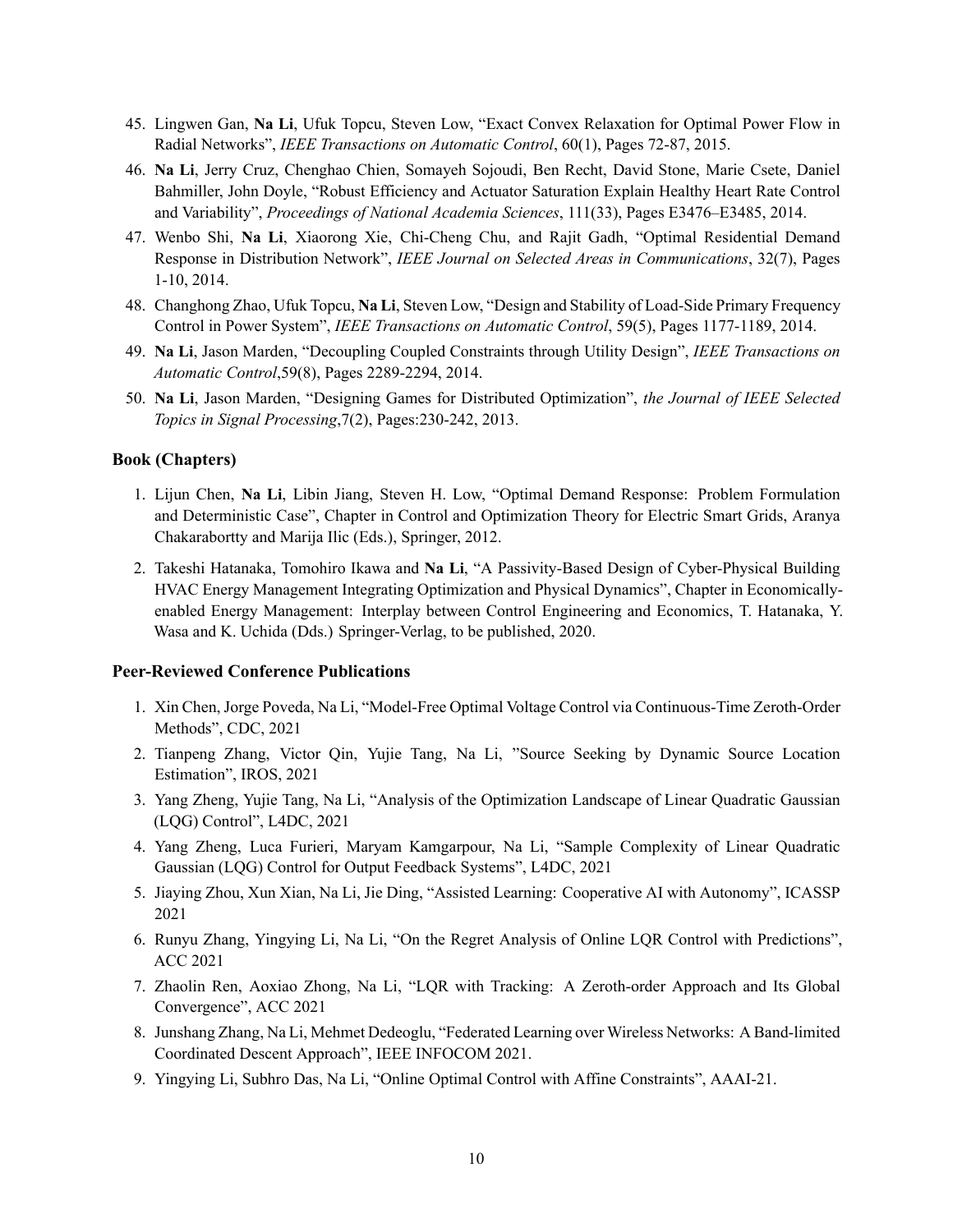45. Lingwen Gan, **Na Li**, Ufuk Topcu, Steven Low, "Exact Convex Relaxation for Optimal Power Flow in Radial Networks", *IEEE Transactions on Automatic Control*, 60(1), Pages 72-87, 2015.
46. **Na Li**, Jerry Cruz, Chenghao Chien, Somayeh Sojoudi, Ben Recht, David Stone, Marie Csete, Daniel Bahmiller, John Doyle, "Robust Efficiency and Actuator Saturation Explain Healthy Heart Rate Control and Variability", *Proceedings of National Academia Sciences*, 111(33), Pages E3476–E3485, 2014.
47. Wenbo Shi, **Na Li**, Xiaorong Xie, Chi-Cheng Chu, and Rajit Gadh, "Optimal Residential Demand Response in Distribution Network", *IEEE Journal on Selected Areas in Communications*, 32(7), Pages 1-10, 2014.
48. Changhong Zhao, Ufuk Topcu, **Na Li**, Steven Low, "Design and Stability of Load-Side Primary Frequency Control in Power System", *IEEE Transactions on Automatic Control*, 59(5), Pages 1177-1189, 2014.
49. **Na Li**, Jason Marden, "Decoupling Coupled Constraints through Utility Design", *IEEE Transactions on Automatic Control*,59(8), Pages 2289-2294, 2014.
50. **Na Li**, Jason Marden, "Designing Games for Distributed Optimization", *the Journal of IEEE Selected Topics in Signal Processing*,7(2), Pages:230-242, 2013.

### Book (Chapters)

1. Lijun Chen, **Na Li**, Libin Jiang, Steven H. Low, "Optimal Demand Response: Problem Formulation and Deterministic Case", Chapter in Control and Optimization Theory for Electric Smart Grids, Aranya Chakarabortty and Marija Ilic (Eds.), Springer, 2012.
2. Takeshi Hatanaka, Tomohiro Ikawa and **Na Li**, "A Passivity-Based Design of Cyber-Physical Building HVAC Energy Management Integrating Optimization and Physical Dynamics", Chapter in Economically-enabled Energy Management: Interplay between Control Engineering and Economics, T. Hatanaka, Y. Wasa and K. Uchida (Dds.) Springer-Verlag, to be published, 2020.

### Peer-Reviewed Conference Publications

1. Xin Chen, Jorge Poveda, Na Li, "Model-Free Optimal Voltage Control via Continuous-Time Zeroth-Order Methods", CDC, 2021
2. Tianpeng Zhang, Victor Qin, Yujie Tang, Na Li, "Source Seeking by Dynamic Source Location Estimation", IROS, 2021
3. Yang Zheng, Yujie Tang, Na Li, "Analysis of the Optimization Landscape of Linear Quadratic Gaussian (LQG) Control", L4DC, 2021
4. Yang Zheng, Luca Furieri, Maryam Kamgarpour, Na Li, "Sample Complexity of Linear Quadratic Gaussian (LQG) Control for Output Feedback Systems", L4DC, 2021
5. Jiaying Zhou, Xun Xian, Na Li, Jie Ding, "Assisted Learning: Cooperative AI with Autonomy", ICASSP 2021
6. Runyu Zhang, Yingying Li, Na Li, "On the Regret Analysis of Online LQR Control with Predictions", ACC 2021
7. Zhaolin Ren, Aoxiao Zhong, Na Li, "LQR with Tracking: A Zeroth-order Approach and Its Global Convergence", ACC 2021
8. Junshang Zhang, Na Li, Mehmet Dedeoglu, "Federated Learning over Wireless Networks: A Band-limited Coordinated Descent Approach", IEEE INFOCOM 2021.
9. Yingying Li, Subhro Das, Na Li, "Online Optimal Control with Affine Constraints", AAAI-21.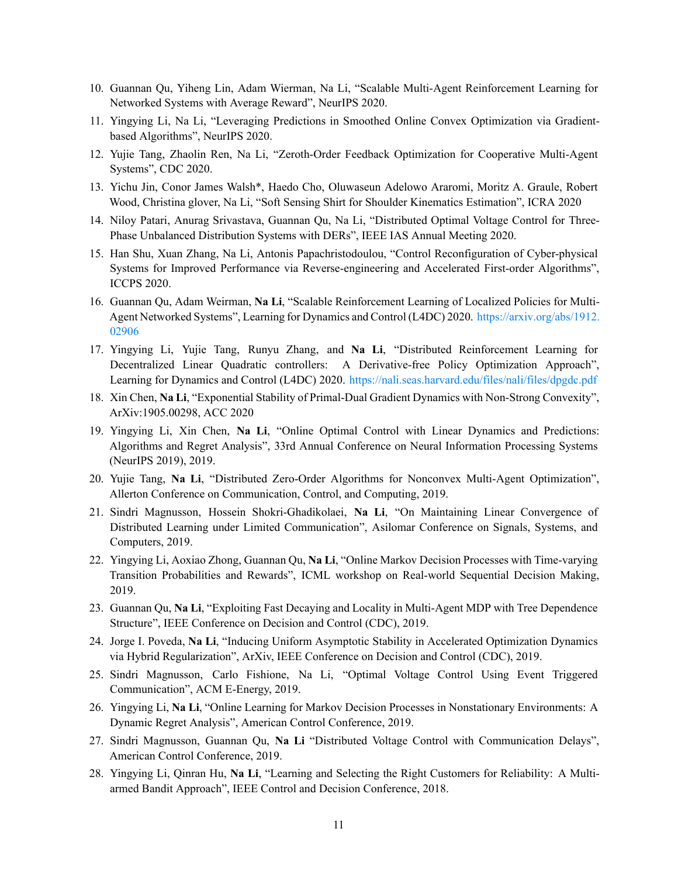10. Guannan Qu, Yiheng Lin, Adam Wierman, Na Li, “Scalable Multi-Agent Reinforcement Learning for Networked Systems with Average Reward”, NeurIPS 2020.
11. Yingying Li, Na Li, “Leveraging Predictions in Smoothed Online Convex Optimization via Gradient-based Algorithms”, NeurIPS 2020.
12. Yujie Tang, Zhaolin Ren, Na Li, “Zeroth-Order Feedback Optimization for Cooperative Multi-Agent Systems”, CDC 2020.
13. Yichu Jin, Conor James Walsh*, Haedo Cho, Oluwaseun Adelowo Araromi, Moritz A. Graule, Robert Wood, Christina glover, Na Li, “Soft Sensing Shirt for Shoulder Kinematics Estimation”, ICRA 2020
14. Niloy Patari, Anurag Srivastava, Guannan Qu, Na Li, “Distributed Optimal Voltage Control for Three-Phase Unbalanced Distribution Systems with DERs”, IEEE IAS Annual Meeting 2020.
15. Han Shu, Xuan Zhang, Na Li, Antonis Papachristodoulou, “Control Reconfiguration of Cyber-physical Systems for Improved Performance via Reverse-engineering and Accelerated First-order Algorithms”, ICCPS 2020.
16. Guannan Qu, Adam Weirman, **Na Li**, “Scalable Reinforcement Learning of Localized Policies for Multi-Agent Networked Systems”, Learning for Dynamics and Control (L4DC) 2020. https://arxiv.org/abs/1912.02906
17. Yingying Li, Yujie Tang, Runyu Zhang, and **Na Li**, “Distributed Reinforcement Learning for Decentralized Linear Quadratic controllers: A Derivative-free Policy Optimization Approach”, Learning for Dynamics and Control (L4DC) 2020. https://nali.seas.harvard.edu/files/nali/files/dpgdc.pdf
18. Xin Chen, **Na Li**, “Exponential Stability of Primal-Dual Gradient Dynamics with Non-Strong Convexity”, ArXiv:1905.00298, ACC 2020
19. Yingying Li, Xin Chen, **Na Li**, “Online Optimal Control with Linear Dynamics and Predictions: Algorithms and Regret Analysis”, 33rd Annual Conference on Neural Information Processing Systems (NeurIPS 2019), 2019.
20. Yujie Tang, **Na Li**, “Distributed Zero-Order Algorithms for Nonconvex Multi-Agent Optimization”, Allerton Conference on Communication, Control, and Computing, 2019.
21. Sindri Magnusson, Hossein Shokri-Ghadikolaei, **Na Li**, “On Maintaining Linear Convergence of Distributed Learning under Limited Communication”, Asilomar Conference on Signals, Systems, and Computers, 2019.
22. Yingying Li, Aoxiao Zhong, Guannan Qu, **Na Li**, “Online Markov Decision Processes with Time-varying Transition Probabilities and Rewards”, ICML workshop on Real-world Sequential Decision Making, 2019.
23. Guannan Qu, **Na Li**, “Exploiting Fast Decaying and Locality in Multi-Agent MDP with Tree Dependence Structure”, IEEE Conference on Decision and Control (CDC), 2019.
24. Jorge I. Poveda, **Na Li**, “Inducing Uniform Asymptotic Stability in Accelerated Optimization Dynamics via Hybrid Regularization”, ArXiv, IEEE Conference on Decision and Control (CDC), 2019.
25. Sindri Magnusson, Carlo Fishione, Na Li, “Optimal Voltage Control Using Event Triggered Communication”, ACM E-Energy, 2019.
26. Yingying Li, **Na Li**, “Online Learning for Markov Decision Processes in Nonstationary Environments: A Dynamic Regret Analysis”, American Control Conference, 2019.
27. Sindri Magnusson, Guannan Qu, **Na Li** “Distributed Voltage Control with Communication Delays”, American Control Conference, 2019.
28. Yingying Li, Qinran Hu, **Na Li**, “Learning and Selecting the Right Customers for Reliability: A Multi-armed Bandit Approach”, IEEE Control and Decision Conference, 2018.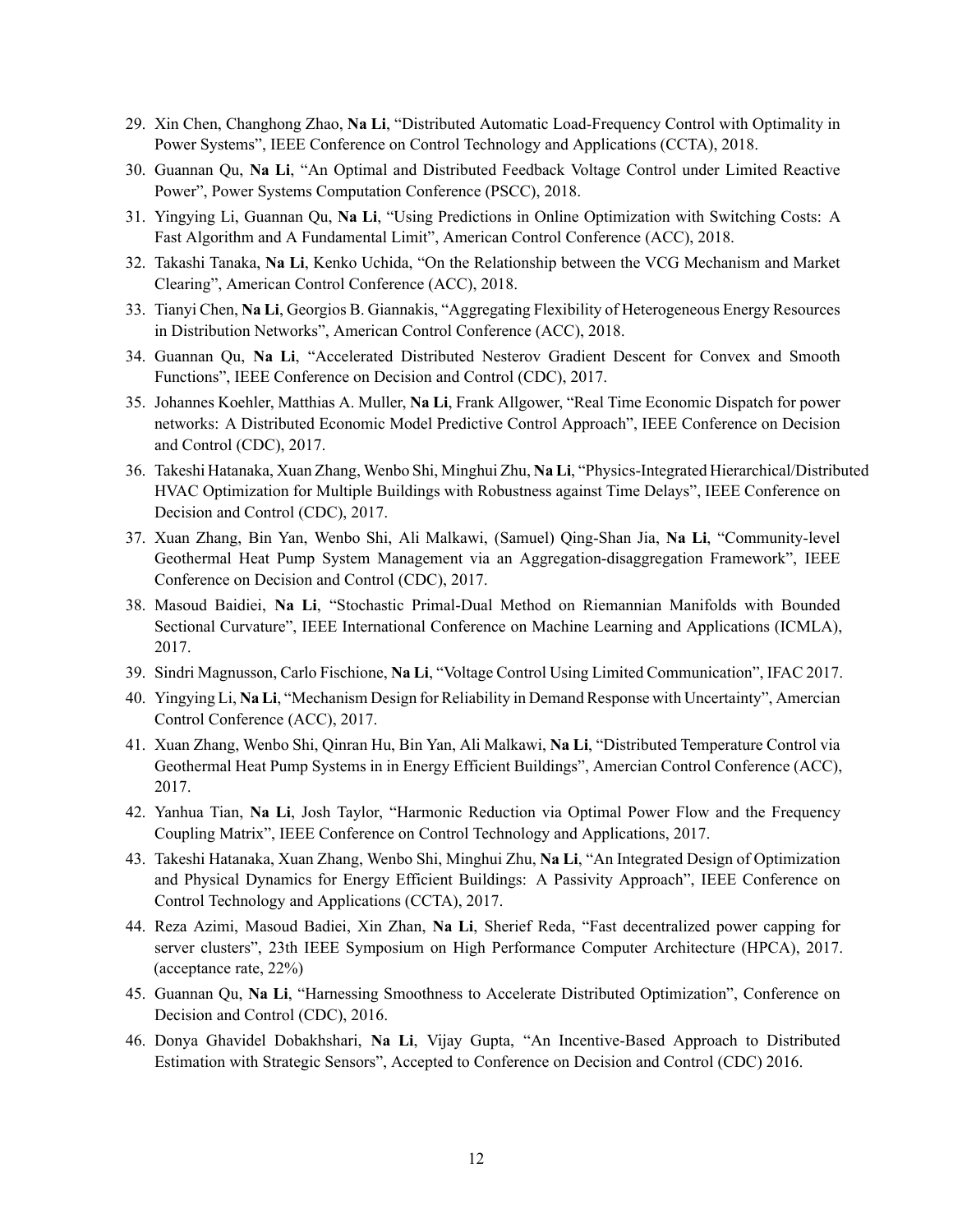29. Xin Chen, Changhong Zhao, **Na Li**, "Distributed Automatic Load-Frequency Control with Optimality in Power Systems", IEEE Conference on Control Technology and Applications (CCTA), 2018.
30. Guannan Qu, **Na Li**, "An Optimal and Distributed Feedback Voltage Control under Limited Reactive Power", Power Systems Computation Conference (PSCC), 2018.
31. Yingying Li, Guannan Qu, **Na Li**, "Using Predictions in Online Optimization with Switching Costs: A Fast Algorithm and A Fundamental Limit", American Control Conference (ACC), 2018.
32. Takashi Tanaka, **Na Li**, Kenko Uchida, "On the Relationship between the VCG Mechanism and Market Clearing", American Control Conference (ACC), 2018.
33. Tianyi Chen, **Na Li**, Georgios B. Giannakis, "Aggregating Flexibility of Heterogeneous Energy Resources in Distribution Networks", American Control Conference (ACC), 2018.
34. Guannan Qu, **Na Li**, "Accelerated Distributed Nesterov Gradient Descent for Convex and Smooth Functions", IEEE Conference on Decision and Control (CDC), 2017.
35. Johannes Koehler, Matthias A. Muller, **Na Li**, Frank Allgower, "Real Time Economic Dispatch for power networks: A Distributed Economic Model Predictive Control Approach", IEEE Conference on Decision and Control (CDC), 2017.
36. Takeshi Hatanaka, Xuan Zhang, Wenbo Shi, Minghui Zhu, **Na Li**, "Physics-Integrated Hierarchical/Distributed HVAC Optimization for Multiple Buildings with Robustness against Time Delays", IEEE Conference on Decision and Control (CDC), 2017.
37. Xuan Zhang, Bin Yan, Wenbo Shi, Ali Malkawi, (Samuel) Qing-Shan Jia, **Na Li**, "Community-level Geothermal Heat Pump System Management via an Aggregation-disaggregation Framework", IEEE Conference on Decision and Control (CDC), 2017.
38. Masoud Baidiei, **Na Li**, "Stochastic Primal-Dual Method on Riemannian Manifolds with Bounded Sectional Curvature", IEEE International Conference on Machine Learning and Applications (ICMLA), 2017.
39. Sindri Magnusson, Carlo Fischione, **Na Li**, "Voltage Control Using Limited Communication", IFAC 2017.
40. Yingying Li, **Na Li**, "Mechanism Design for Reliability in Demand Response with Uncertainty", Amercian Control Conference (ACC), 2017.
41. Xuan Zhang, Wenbo Shi, Qinran Hu, Bin Yan, Ali Malkawi, **Na Li**, "Distributed Temperature Control via Geothermal Heat Pump Systems in in Energy Efficient Buildings", Amercian Control Conference (ACC), 2017.
42. Yanhua Tian, **Na Li**, Josh Taylor, "Harmonic Reduction via Optimal Power Flow and the Frequency Coupling Matrix", IEEE Conference on Control Technology and Applications, 2017.
43. Takeshi Hatanaka, Xuan Zhang, Wenbo Shi, Minghui Zhu, **Na Li**, "An Integrated Design of Optimization and Physical Dynamics for Energy Efficient Buildings: A Passivity Approach", IEEE Conference on Control Technology and Applications (CCTA), 2017.
44. Reza Azimi, Masoud Badiei, Xin Zhan, **Na Li**, Sherief Reda, "Fast decentralized power capping for server clusters", 23th IEEE Symposium on High Performance Computer Architecture (HPCA), 2017. (acceptance rate, 22%)
45. Guannan Qu, **Na Li**, "Harnessing Smoothness to Accelerate Distributed Optimization", Conference on Decision and Control (CDC), 2016.
46. Donya Ghavidel Dobakhshari, **Na Li**, Vijay Gupta, "An Incentive-Based Approach to Distributed Estimation with Strategic Sensors", Accepted to Conference on Decision and Control (CDC) 2016.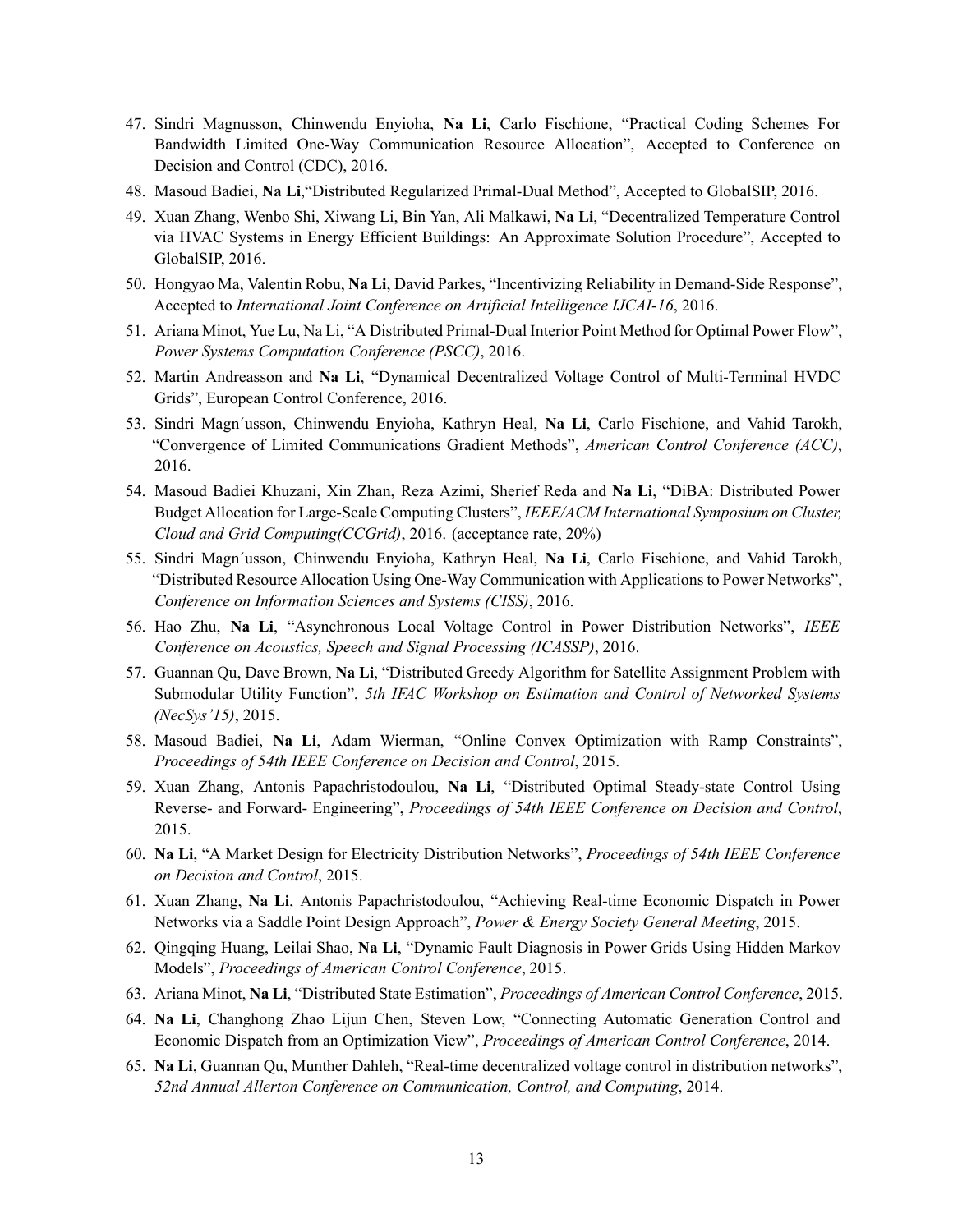47. Sindri Magnusson, Chinwendu Enyioha, **Na Li**, Carlo Fischione, "Practical Coding Schemes For Bandwidth Limited One-Way Communication Resource Allocation", Accepted to Conference on Decision and Control (CDC), 2016.
48. Masoud Badiei, **Na Li**,"Distributed Regularized Primal-Dual Method", Accepted to GlobalSIP, 2016.
49. Xuan Zhang, Wenbo Shi, Xiwang Li, Bin Yan, Ali Malkawi, **Na Li**, "Decentralized Temperature Control via HVAC Systems in Energy Efficient Buildings: An Approximate Solution Procedure", Accepted to GlobalSIP, 2016.
50. Hongyao Ma, Valentin Robu, **Na Li**, David Parkes, "Incentivizing Reliability in Demand-Side Response", Accepted to *International Joint Conference on Artificial Intelligence IJCAI-16*, 2016.
51. Ariana Minot, Yue Lu, Na Li, "A Distributed Primal-Dual Interior Point Method for Optimal Power Flow", *Power Systems Computation Conference (PSCC)*, 2016.
52. Martin Andreasson and **Na Li**, "Dynamical Decentralized Voltage Control of Multi-Terminal HVDC Grids", European Control Conference, 2016.
53. Sindri Magn´usson, Chinwendu Enyioha, Kathryn Heal, **Na Li**, Carlo Fischione, and Vahid Tarokh, "Convergence of Limited Communications Gradient Methods", *American Control Conference (ACC)*, 2016.
54. Masoud Badiei Khuzani, Xin Zhan, Reza Azimi, Sherief Reda and **Na Li**, "DiBA: Distributed Power Budget Allocation for Large-Scale Computing Clusters", *IEEE/ACM International Symposium on Cluster, Cloud and Grid Computing(CCGrid)*, 2016. (acceptance rate, 20%)
55. Sindri Magn´usson, Chinwendu Enyioha, Kathryn Heal, **Na Li**, Carlo Fischione, and Vahid Tarokh, "Distributed Resource Allocation Using One-Way Communication with Applications to Power Networks", *Conference on Information Sciences and Systems (CISS)*, 2016.
56. Hao Zhu, **Na Li**, "Asynchronous Local Voltage Control in Power Distribution Networks", *IEEE Conference on Acoustics, Speech and Signal Processing (ICASSP)*, 2016.
57. Guannan Qu, Dave Brown, **Na Li**, "Distributed Greedy Algorithm for Satellite Assignment Problem with Submodular Utility Function", *5th IFAC Workshop on Estimation and Control of Networked Systems (NecSys'15)*, 2015.
58. Masoud Badiei, **Na Li**, Adam Wierman, "Online Convex Optimization with Ramp Constraints", *Proceedings of 54th IEEE Conference on Decision and Control*, 2015.
59. Xuan Zhang, Antonis Papachristodoulou, **Na Li**, "Distributed Optimal Steady-state Control Using Reverse- and Forward- Engineering", *Proceedings of 54th IEEE Conference on Decision and Control*, 2015.
60. **Na Li**, "A Market Design for Electricity Distribution Networks", *Proceedings of 54th IEEE Conference on Decision and Control*, 2015.
61. Xuan Zhang, **Na Li**, Antonis Papachristodoulou, "Achieving Real-time Economic Dispatch in Power Networks via a Saddle Point Design Approach", *Power & Energy Society General Meeting*, 2015.
62. Qingqing Huang, Leilai Shao, **Na Li**, "Dynamic Fault Diagnosis in Power Grids Using Hidden Markov Models", *Proceedings of American Control Conference*, 2015.
63. Ariana Minot, **Na Li**, "Distributed State Estimation", *Proceedings of American Control Conference*, 2015.
64. **Na Li**, Changhong Zhao Lijun Chen, Steven Low, "Connecting Automatic Generation Control and Economic Dispatch from an Optimization View", *Proceedings of American Control Conference*, 2014.
65. **Na Li**, Guannan Qu, Munther Dahleh, "Real-time decentralized voltage control in distribution networks", *52nd Annual Allerton Conference on Communication, Control, and Computing*, 2014.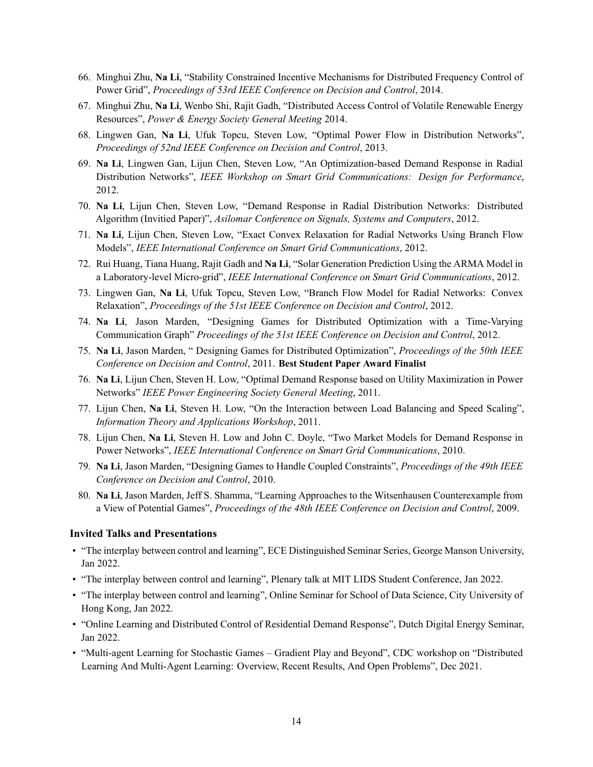66. Minghui Zhu, **Na Li**, "Stability Constrained Incentive Mechanisms for Distributed Frequency Control of Power Grid", *Proceedings of 53rd IEEE Conference on Decision and Control*, 2014.
67. Minghui Zhu, **Na Li**, Wenbo Shi, Rajit Gadh, "Distributed Access Control of Volatile Renewable Energy Resources", *Power & Energy Society General Meeting* 2014.
68. Lingwen Gan, **Na Li**, Ufuk Topcu, Steven Low, "Optimal Power Flow in Distribution Networks", *Proceedings of 52nd IEEE Conference on Decision and Control*, 2013.
69. **Na Li**, Lingwen Gan, Lijun Chen, Steven Low, "An Optimization-based Demand Response in Radial Distribution Networks", *IEEE Workshop on Smart Grid Communications: Design for Performance*, 2012.
70. **Na Li**, Lijun Chen, Steven Low, "Demand Response in Radial Distribution Networks: Distributed Algorithm (Invitied Paper)", *Asilomar Conference on Signals, Systems and Computers*, 2012.
71. **Na Li**, Lijun Chen, Steven Low, "Exact Convex Relaxation for Radial Networks Using Branch Flow Models", *IEEE International Conference on Smart Grid Communications*, 2012.
72. Rui Huang, Tiana Huang, Rajit Gadh and **Na Li**, "Solar Generation Prediction Using the ARMA Model in a Laboratory-level Micro-grid", *IEEE International Conference on Smart Grid Communications*, 2012.
73. Lingwen Gan, **Na Li**, Ufuk Topcu, Steven Low, "Branch Flow Model for Radial Networks: Convex Relaxation", *Proceedings of the 51st IEEE Conference on Decision and Control*, 2012.
74. **Na Li**, Jason Marden, "Designing Games for Distributed Optimization with a Time-Varying Communication Graph" *Proceedings of the 51st IEEE Conference on Decision and Control*, 2012.
75. **Na Li**, Jason Marden, " Designing Games for Distributed Optimization", *Proceedings of the 50th IEEE Conference on Decision and Control*, 2011. **Best Student Paper Award Finalist**
76. **Na Li**, Lijun Chen, Steven H. Low, "Optimal Demand Response based on Utility Maximization in Power Networks" *IEEE Power Engineering Society General Meeting*, 2011.
77. Lijun Chen, **Na Li**, Steven H. Low, "On the Interaction between Load Balancing and Speed Scaling", *Information Theory and Applications Workshop*, 2011.
78. Lijun Chen, **Na Li**, Steven H. Low and John C. Doyle, "Two Market Models for Demand Response in Power Networks", *IEEE International Conference on Smart Grid Communications*, 2010.
79. **Na Li**, Jason Marden, "Designing Games to Handle Coupled Constraints", *Proceedings of the 49th IEEE Conference on Decision and Control*, 2010.
80. **Na Li**, Jason Marden, Jeff S. Shamma, "Learning Approaches to the Witsenhausen Counterexample from a View of Potential Games", *Proceedings of the 48th IEEE Conference on Decision and Control*, 2009.

### Invited Talks and Presentations

- "The interplay between control and learning", ECE Distinguished Seminar Series, George Manson University, Jan 2022.
- "The interplay between control and learning", Plenary talk at MIT LIDS Student Conference, Jan 2022.
- "The interplay between control and learning", Online Seminar for School of Data Science, City University of Hong Kong, Jan 2022.
- "Online Learning and Distributed Control of Residential Demand Response", Dutch Digital Energy Seminar, Jan 2022.
- "Multi-agent Learning for Stochastic Games – Gradient Play and Beyond", CDC workshop on "Distributed Learning And Multi-Agent Learning: Overview, Recent Results, And Open Problems", Dec 2021.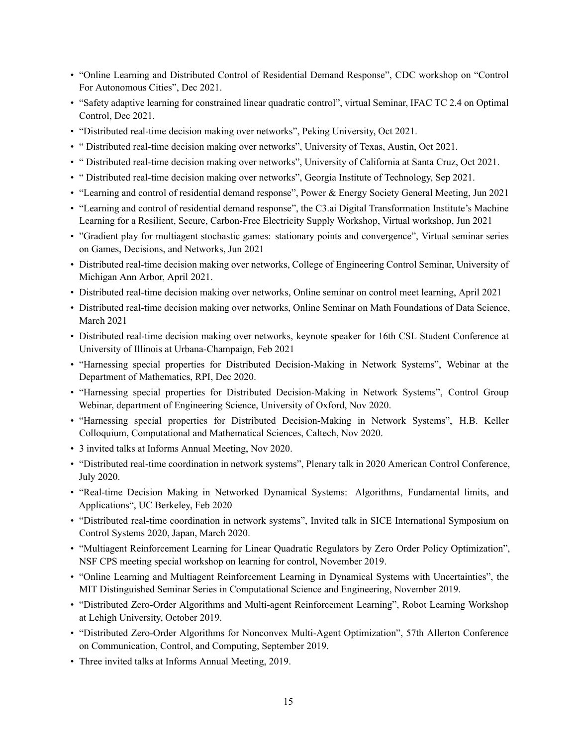- “Online Learning and Distributed Control of Residential Demand Response”, CDC workshop on “Control For Autonomous Cities”, Dec 2021.
- “Safety adaptive learning for constrained linear quadratic control”, virtual Seminar, IFAC TC 2.4 on Optimal Control, Dec 2021.
- “Distributed real-time decision making over networks”, Peking University, Oct 2021.
- “ Distributed real-time decision making over networks”, University of Texas, Austin, Oct 2021.
- “ Distributed real-time decision making over networks”, University of California at Santa Cruz, Oct 2021.
- “ Distributed real-time decision making over networks”, Georgia Institute of Technology, Sep 2021.
- “Learning and control of residential demand response”, Power & Energy Society General Meeting, Jun 2021
- “Learning and control of residential demand response”, the C3.ai Digital Transformation Institute’s Machine Learning for a Resilient, Secure, Carbon-Free Electricity Supply Workshop, Virtual workshop, Jun 2021
- ”Gradient play for multiagent stochastic games: stationary points and convergence”, Virtual seminar series on Games, Decisions, and Networks, Jun 2021
- Distributed real-time decision making over networks, College of Engineering Control Seminar, University of Michigan Ann Arbor, April 2021.
- Distributed real-time decision making over networks, Online seminar on control meet learning, April 2021
- Distributed real-time decision making over networks, Online Seminar on Math Foundations of Data Science, March 2021
- Distributed real-time decision making over networks, keynote speaker for 16th CSL Student Conference at University of Illinois at Urbana-Champaign, Feb 2021
- “Harnessing special properties for Distributed Decision-Making in Network Systems”, Webinar at the Department of Mathematics, RPI, Dec 2020.
- “Harnessing special properties for Distributed Decision-Making in Network Systems”, Control Group Webinar, department of Engineering Science, University of Oxford, Nov 2020.
- “Harnessing special properties for Distributed Decision-Making in Network Systems”, H.B. Keller Colloquium, Computational and Mathematical Sciences, Caltech, Nov 2020.
- 3 invited talks at Informs Annual Meeting, Nov 2020.
- “Distributed real-time coordination in network systems”, Plenary talk in 2020 American Control Conference, July 2020.
- “Real-time Decision Making in Networked Dynamical Systems: Algorithms, Fundamental limits, and Applications“, UC Berkeley, Feb 2020
- “Distributed real-time coordination in network systems”, Invited talk in SICE International Symposium on Control Systems 2020, Japan, March 2020.
- “Multiagent Reinforcement Learning for Linear Quadratic Regulators by Zero Order Policy Optimization”, NSF CPS meeting special workshop on learning for control, November 2019.
- “Online Learning and Multiagent Reinforcement Learning in Dynamical Systems with Uncertainties”, the MIT Distinguished Seminar Series in Computational Science and Engineering, November 2019.
- “Distributed Zero-Order Algorithms and Multi-agent Reinforcement Learning”, Robot Learning Workshop at Lehigh University, October 2019.
- “Distributed Zero-Order Algorithms for Nonconvex Multi-Agent Optimization”, 57th Allerton Conference on Communication, Control, and Computing, September 2019.
- Three invited talks at Informs Annual Meeting, 2019.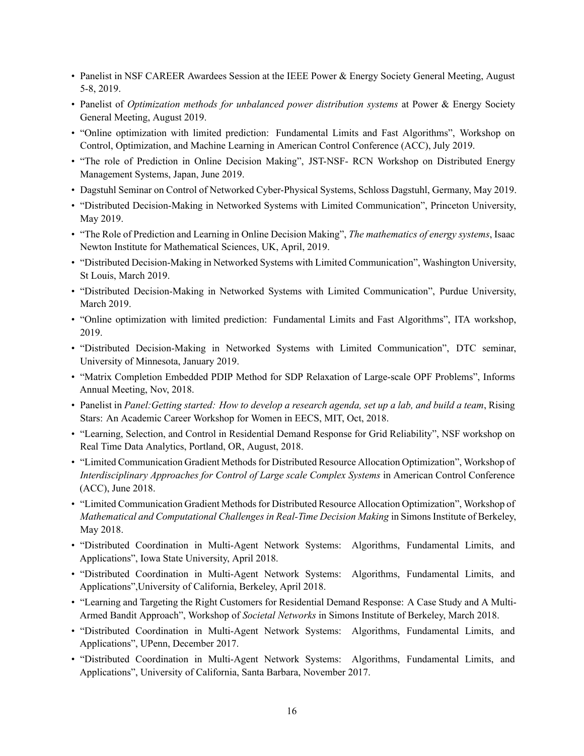- Panelist in NSF CAREER Awardees Session at the IEEE Power & Energy Society General Meeting, August 5-8, 2019.
- Panelist of *Optimization methods for unbalanced power distribution systems* at Power & Energy Society General Meeting, August 2019.
- "Online optimization with limited prediction: Fundamental Limits and Fast Algorithms", Workshop on Control, Optimization, and Machine Learning in American Control Conference (ACC), July 2019.
- "The role of Prediction in Online Decision Making", JST-NSF- RCN Workshop on Distributed Energy Management Systems, Japan, June 2019.
- Dagstuhl Seminar on Control of Networked Cyber-Physical Systems, Schloss Dagstuhl, Germany, May 2019.
- "Distributed Decision-Making in Networked Systems with Limited Communication", Princeton University, May 2019.
- "The Role of Prediction and Learning in Online Decision Making", *The mathematics of energy systems*, Isaac Newton Institute for Mathematical Sciences, UK, April, 2019.
- "Distributed Decision-Making in Networked Systems with Limited Communication", Washington University, St Louis, March 2019.
- "Distributed Decision-Making in Networked Systems with Limited Communication", Purdue University, March 2019.
- "Online optimization with limited prediction: Fundamental Limits and Fast Algorithms", ITA workshop, 2019.
- "Distributed Decision-Making in Networked Systems with Limited Communication", DTC seminar, University of Minnesota, January 2019.
- "Matrix Completion Embedded PDIP Method for SDP Relaxation of Large-scale OPF Problems", Informs Annual Meeting, Nov, 2018.
- Panelist in *Panel:Getting started: How to develop a research agenda, set up a lab, and build a team*, Rising Stars: An Academic Career Workshop for Women in EECS, MIT, Oct, 2018.
- "Learning, Selection, and Control in Residential Demand Response for Grid Reliability", NSF workshop on Real Time Data Analytics, Portland, OR, August, 2018.
- "Limited Communication Gradient Methods for Distributed Resource Allocation Optimization", Workshop of *Interdisciplinary Approaches for Control of Large scale Complex Systems* in American Control Conference (ACC), June 2018.
- "Limited Communication Gradient Methods for Distributed Resource Allocation Optimization", Workshop of *Mathematical and Computational Challenges in Real-Time Decision Making* in Simons Institute of Berkeley, May 2018.
- "Distributed Coordination in Multi-Agent Network Systems: Algorithms, Fundamental Limits, and Applications", Iowa State University, April 2018.
- "Distributed Coordination in Multi-Agent Network Systems: Algorithms, Fundamental Limits, and Applications",University of California, Berkeley, April 2018.
- "Learning and Targeting the Right Customers for Residential Demand Response: A Case Study and A Multi-Armed Bandit Approach", Workshop of *Societal Networks* in Simons Institute of Berkeley, March 2018.
- "Distributed Coordination in Multi-Agent Network Systems: Algorithms, Fundamental Limits, and Applications", UPenn, December 2017.
- "Distributed Coordination in Multi-Agent Network Systems: Algorithms, Fundamental Limits, and Applications", University of California, Santa Barbara, November 2017.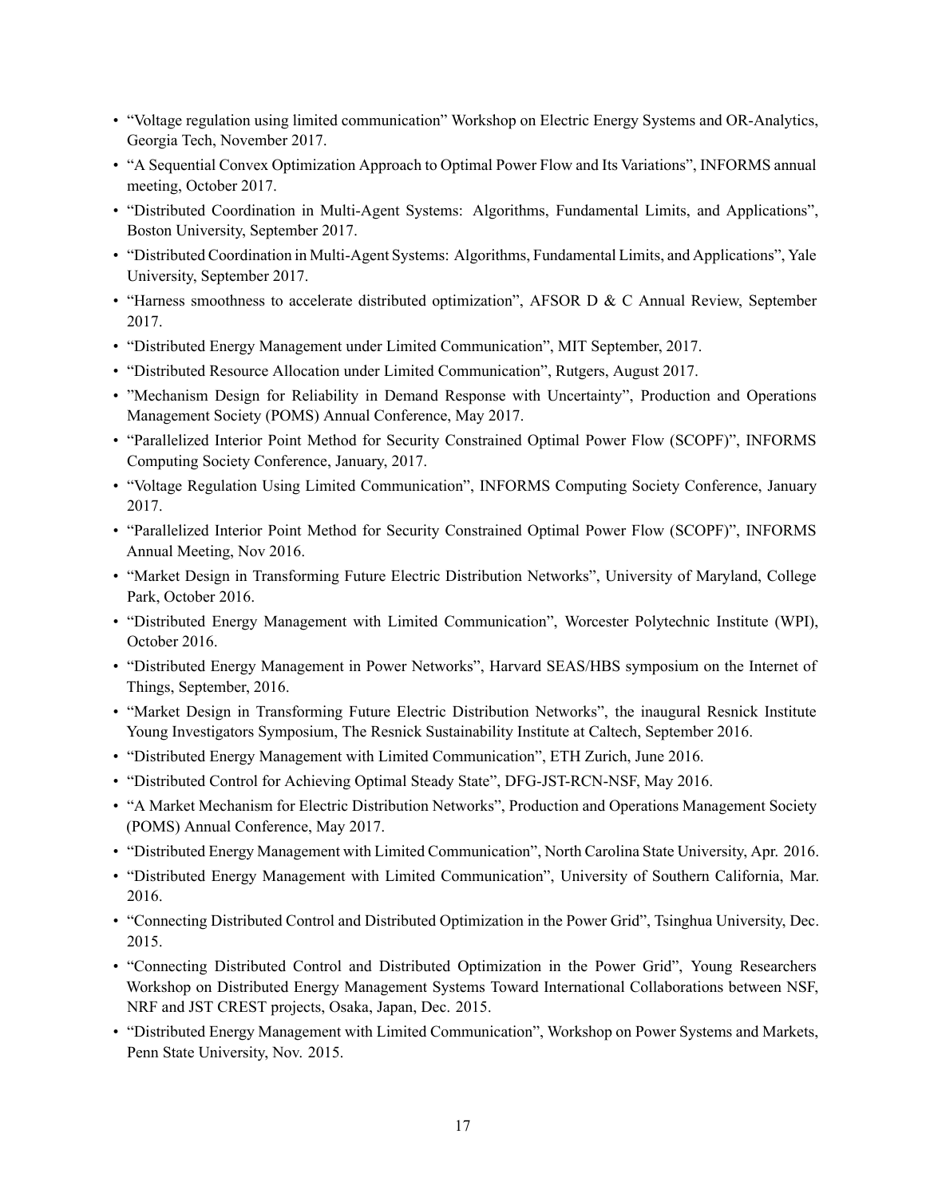- “Voltage regulation using limited communication” Workshop on Electric Energy Systems and OR-Analytics, Georgia Tech, November 2017.
- “A Sequential Convex Optimization Approach to Optimal Power Flow and Its Variations”, INFORMS annual meeting, October 2017.
- “Distributed Coordination in Multi-Agent Systems: Algorithms, Fundamental Limits, and Applications”, Boston University, September 2017.
- “Distributed Coordination in Multi-Agent Systems: Algorithms, Fundamental Limits, and Applications”, Yale University, September 2017.
- “Harness smoothness to accelerate distributed optimization”, AFSOR D & C Annual Review, September 2017.
- “Distributed Energy Management under Limited Communication”, MIT September, 2017.
- “Distributed Resource Allocation under Limited Communication”, Rutgers, August 2017.
- ”Mechanism Design for Reliability in Demand Response with Uncertainty”, Production and Operations Management Society (POMS) Annual Conference, May 2017.
- “Parallelized Interior Point Method for Security Constrained Optimal Power Flow (SCOPF)”, INFORMS Computing Society Conference, January, 2017.
- “Voltage Regulation Using Limited Communication”, INFORMS Computing Society Conference, January 2017.
- “Parallelized Interior Point Method for Security Constrained Optimal Power Flow (SCOPF)”, INFORMS Annual Meeting, Nov 2016.
- “Market Design in Transforming Future Electric Distribution Networks”, University of Maryland, College Park, October 2016.
- “Distributed Energy Management with Limited Communication”, Worcester Polytechnic Institute (WPI), October 2016.
- “Distributed Energy Management in Power Networks”, Harvard SEAS/HBS symposium on the Internet of Things, September, 2016.
- “Market Design in Transforming Future Electric Distribution Networks”, the inaugural Resnick Institute Young Investigators Symposium, The Resnick Sustainability Institute at Caltech, September 2016.
- “Distributed Energy Management with Limited Communication”, ETH Zurich, June 2016.
- “Distributed Control for Achieving Optimal Steady State”, DFG-JST-RCN-NSF, May 2016.
- “A Market Mechanism for Electric Distribution Networks”, Production and Operations Management Society (POMS) Annual Conference, May 2017.
- “Distributed Energy Management with Limited Communication”, North Carolina State University, Apr. 2016.
- “Distributed Energy Management with Limited Communication”, University of Southern California, Mar. 2016.
- “Connecting Distributed Control and Distributed Optimization in the Power Grid”, Tsinghua University, Dec. 2015.
- “Connecting Distributed Control and Distributed Optimization in the Power Grid”, Young Researchers Workshop on Distributed Energy Management Systems Toward International Collaborations between NSF, NRF and JST CREST projects, Osaka, Japan, Dec. 2015.
- “Distributed Energy Management with Limited Communication”, Workshop on Power Systems and Markets, Penn State University, Nov. 2015.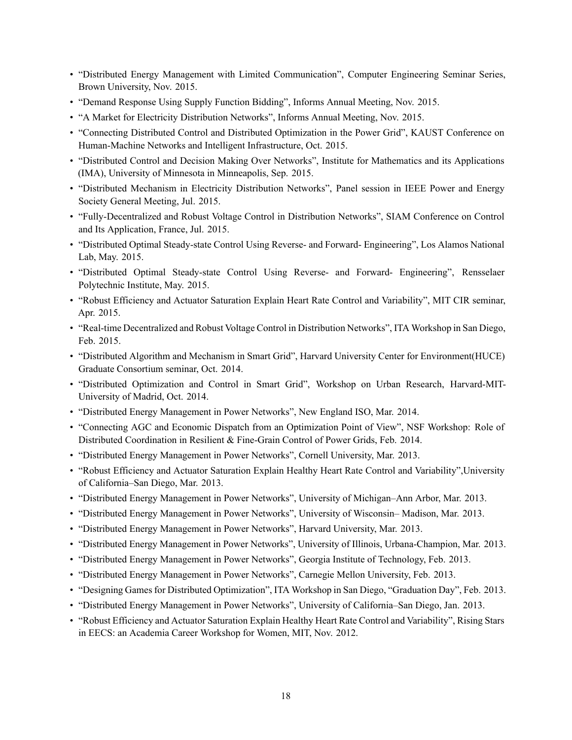- "Distributed Energy Management with Limited Communication", Computer Engineering Seminar Series, Brown University, Nov. 2015.
- "Demand Response Using Supply Function Bidding", Informs Annual Meeting, Nov. 2015.
- "A Market for Electricity Distribution Networks", Informs Annual Meeting, Nov. 2015.
- "Connecting Distributed Control and Distributed Optimization in the Power Grid", KAUST Conference on Human-Machine Networks and Intelligent Infrastructure, Oct. 2015.
- "Distributed Control and Decision Making Over Networks", Institute for Mathematics and its Applications (IMA), University of Minnesota in Minneapolis, Sep. 2015.
- "Distributed Mechanism in Electricity Distribution Networks", Panel session in IEEE Power and Energy Society General Meeting, Jul. 2015.
- "Fully-Decentralized and Robust Voltage Control in Distribution Networks", SIAM Conference on Control and Its Application, France, Jul. 2015.
- "Distributed Optimal Steady-state Control Using Reverse- and Forward- Engineering", Los Alamos National Lab, May. 2015.
- "Distributed Optimal Steady-state Control Using Reverse- and Forward- Engineering", Rensselaer Polytechnic Institute, May. 2015.
- "Robust Efficiency and Actuator Saturation Explain Heart Rate Control and Variability", MIT CIR seminar, Apr. 2015.
- "Real-time Decentralized and Robust Voltage Control in Distribution Networks", ITA Workshop in San Diego, Feb. 2015.
- "Distributed Algorithm and Mechanism in Smart Grid", Harvard University Center for Environment(HUCE) Graduate Consortium seminar, Oct. 2014.
- "Distributed Optimization and Control in Smart Grid", Workshop on Urban Research, Harvard-MIT-University of Madrid, Oct. 2014.
- "Distributed Energy Management in Power Networks", New England ISO, Mar. 2014.
- "Connecting AGC and Economic Dispatch from an Optimization Point of View", NSF Workshop: Role of Distributed Coordination in Resilient & Fine-Grain Control of Power Grids, Feb. 2014.
- "Distributed Energy Management in Power Networks", Cornell University, Mar. 2013.
- "Robust Efficiency and Actuator Saturation Explain Healthy Heart Rate Control and Variability",University of California–San Diego, Mar. 2013.
- "Distributed Energy Management in Power Networks", University of Michigan–Ann Arbor, Mar. 2013.
- "Distributed Energy Management in Power Networks", University of Wisconsin– Madison, Mar. 2013.
- "Distributed Energy Management in Power Networks", Harvard University, Mar. 2013.
- "Distributed Energy Management in Power Networks", University of Illinois, Urbana-Champion, Mar. 2013.
- "Distributed Energy Management in Power Networks", Georgia Institute of Technology, Feb. 2013.
- "Distributed Energy Management in Power Networks", Carnegie Mellon University, Feb. 2013.
- "Designing Games for Distributed Optimization", ITA Workshop in San Diego, "Graduation Day", Feb. 2013.
- "Distributed Energy Management in Power Networks", University of California–San Diego, Jan. 2013.
- "Robust Efficiency and Actuator Saturation Explain Healthy Heart Rate Control and Variability", Rising Stars in EECS: an Academia Career Workshop for Women, MIT, Nov. 2012.